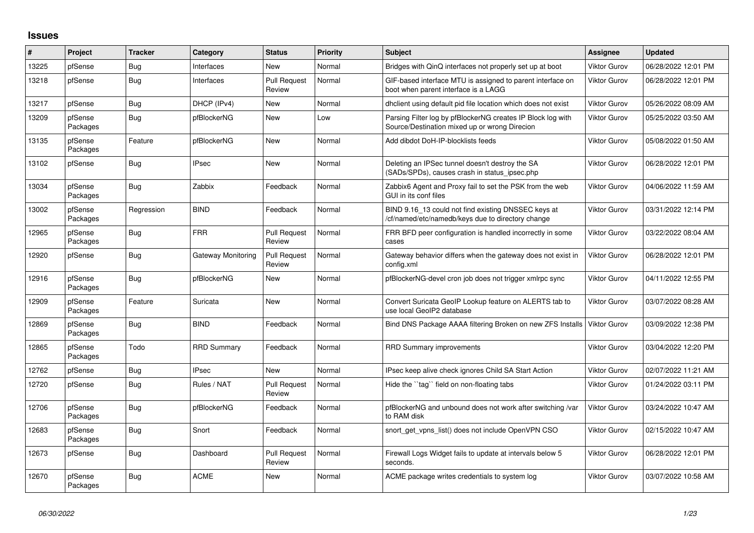## Issues

| # | Project | Tracker | Category | Status | Priority | Subject | Assignee | Updated |
|---|---|---|---|---|---|---|---|---|
| 13225 | pfSense | Bug | Interfaces | New | Normal | Bridges with QinQ interfaces not properly set up at boot | Viktor Gurov | 06/28/2022 12:01 PM |
| 13218 | pfSense | Bug | Interfaces | Pull Request Review | Normal | GIF-based interface MTU is assigned to parent interface on boot when parent interface is a LAGG | Viktor Gurov | 06/28/2022 12:01 PM |
| 13217 | pfSense | Bug | DHCP (IPv4) | New | Normal | dhclient using default pid file location which does not exist | Viktor Gurov | 05/26/2022 08:09 AM |
| 13209 | pfSense Packages | Bug | pfBlockerNG | New | Low | Parsing Filter log by pfBlockerNG creates IP Block log with Source/Destination mixed up or wrong Direcion | Viktor Gurov | 05/25/2022 03:50 AM |
| 13135 | pfSense Packages | Feature | pfBlockerNG | New | Normal | Add dibdot DoH-IP-blocklists feeds | Viktor Gurov | 05/08/2022 01:50 AM |
| 13102 | pfSense | Bug | IPsec | New | Normal | Deleting an IPSec tunnel doesn't destroy the SA (SADs/SPDs), causes crash in status_ipsec.php | Viktor Gurov | 06/28/2022 12:01 PM |
| 13034 | pfSense Packages | Bug | Zabbix | Feedback | Normal | Zabbix6 Agent and Proxy fail to set the PSK from the web GUI in its conf files | Viktor Gurov | 04/06/2022 11:59 AM |
| 13002 | pfSense Packages | Regression | BIND | Feedback | Normal | BIND 9.16_13 could not find existing DNSSEC keys at /cf/named/etc/namedb/keys due to directory change | Viktor Gurov | 03/31/2022 12:14 PM |
| 12965 | pfSense Packages | Bug | FRR | Pull Request Review | Normal | FRR BFD peer configuration is handled incorrectly in some cases | Viktor Gurov | 03/22/2022 08:04 AM |
| 12920 | pfSense | Bug | Gateway Monitoring | Pull Request Review | Normal | Gateway behavior differs when the gateway does not exist in config.xml | Viktor Gurov | 06/28/2022 12:01 PM |
| 12916 | pfSense Packages | Bug | pfBlockerNG | New | Normal | pfBlockerNG-devel cron job does not trigger xmlrpc sync | Viktor Gurov | 04/11/2022 12:55 PM |
| 12909 | pfSense Packages | Feature | Suricata | New | Normal | Convert Suricata GeoIP Lookup feature on ALERTS tab to use local GeoIP2 database | Viktor Gurov | 03/07/2022 08:28 AM |
| 12869 | pfSense Packages | Bug | BIND | Feedback | Normal | Bind DNS Package AAAA filtering Broken on new ZFS Installs | Viktor Gurov | 03/09/2022 12:38 PM |
| 12865 | pfSense Packages | Todo | RRD Summary | Feedback | Normal | RRD Summary improvements | Viktor Gurov | 03/04/2022 12:20 PM |
| 12762 | pfSense | Bug | IPsec | New | Normal | IPsec keep alive check ignores Child SA Start Action | Viktor Gurov | 02/07/2022 11:21 AM |
| 12720 | pfSense | Bug | Rules / NAT | Pull Request Review | Normal | Hide the ``tag`` field on non-floating tabs | Viktor Gurov | 01/24/2022 03:11 PM |
| 12706 | pfSense Packages | Bug | pfBlockerNG | Feedback | Normal | pfBlockerNG and unbound does not work after switching /var to RAM disk | Viktor Gurov | 03/24/2022 10:47 AM |
| 12683 | pfSense Packages | Bug | Snort | Feedback | Normal | snort_get_vpns_list() does not include OpenVPN CSO | Viktor Gurov | 02/15/2022 10:47 AM |
| 12673 | pfSense | Bug | Dashboard | Pull Request Review | Normal | Firewall Logs Widget fails to update at intervals below 5 seconds. | Viktor Gurov | 06/28/2022 12:01 PM |
| 12670 | pfSense Packages | Bug | ACME | New | Normal | ACME package writes credentials to system log | Viktor Gurov | 03/07/2022 10:58 AM |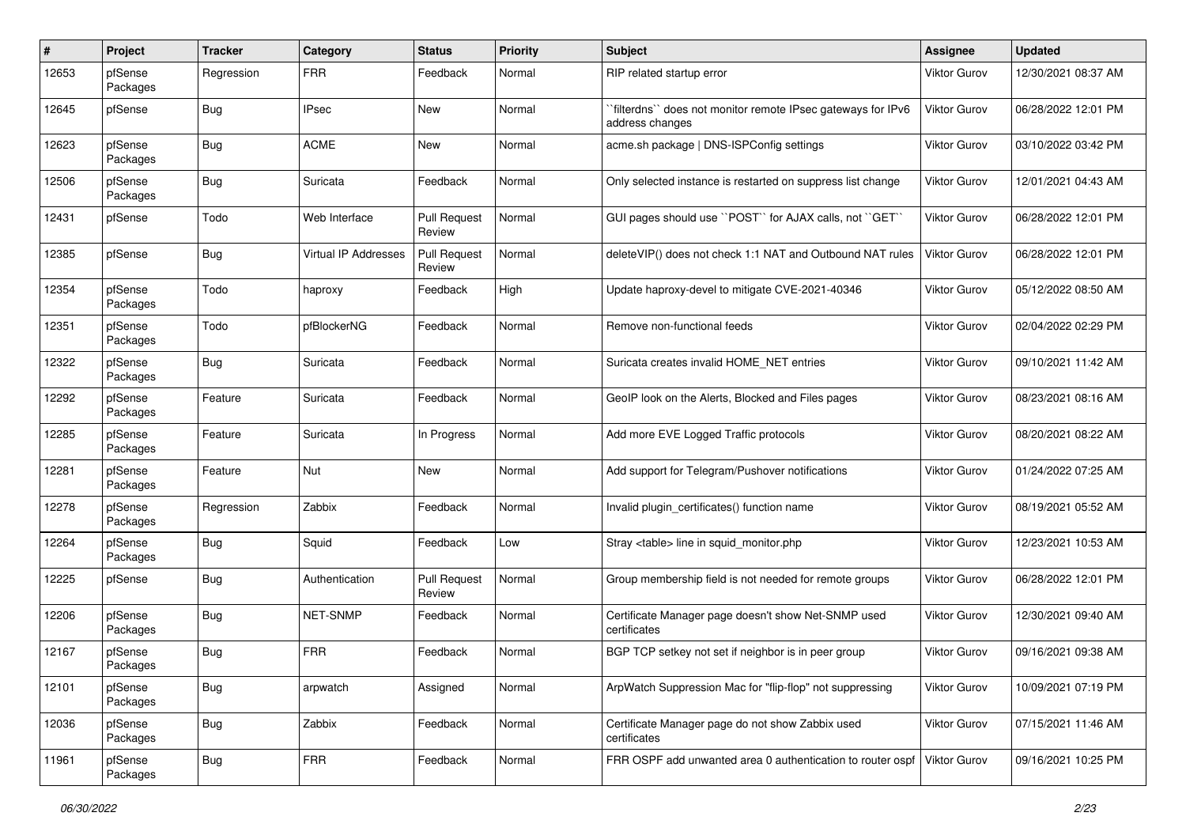| # | Project | Tracker | Category | Status | Priority | Subject | Assignee | Updated |
|---|---|---|---|---|---|---|---|---|
| 12653 | pfSense Packages | Regression | FRR | Feedback | Normal | RIP related startup error | Viktor Gurov | 12/30/2021 08:37 AM |
| 12645 | pfSense | Bug | IPsec | New | Normal | ``filterdns`` does not monitor remote IPsec gateways for IPv6 address changes | Viktor Gurov | 06/28/2022 12:01 PM |
| 12623 | pfSense Packages | Bug | ACME | New | Normal | acme.sh package \| DNS-ISPConfig settings | Viktor Gurov | 03/10/2022 03:42 PM |
| 12506 | pfSense Packages | Bug | Suricata | Feedback | Normal | Only selected instance is restarted on suppress list change | Viktor Gurov | 12/01/2021 04:43 AM |
| 12431 | pfSense | Todo | Web Interface | Pull Request Review | Normal | GUI pages should use ``POST`` for AJAX calls, not ``GET`` | Viktor Gurov | 06/28/2022 12:01 PM |
| 12385 | pfSense | Bug | Virtual IP Addresses | Pull Request Review | Normal | deleteVIP() does not check 1:1 NAT and Outbound NAT rules | Viktor Gurov | 06/28/2022 12:01 PM |
| 12354 | pfSense Packages | Todo | haproxy | Feedback | High | Update haproxy-devel to mitigate CVE-2021-40346 | Viktor Gurov | 05/12/2022 08:50 AM |
| 12351 | pfSense Packages | Todo | pfBlockerNG | Feedback | Normal | Remove non-functional feeds | Viktor Gurov | 02/04/2022 02:29 PM |
| 12322 | pfSense Packages | Bug | Suricata | Feedback | Normal | Suricata creates invalid HOME_NET entries | Viktor Gurov | 09/10/2021 11:42 AM |
| 12292 | pfSense Packages | Feature | Suricata | Feedback | Normal | GeoIP look on the Alerts, Blocked and Files pages | Viktor Gurov | 08/23/2021 08:16 AM |
| 12285 | pfSense Packages | Feature | Suricata | In Progress | Normal | Add more EVE Logged Traffic protocols | Viktor Gurov | 08/20/2021 08:22 AM |
| 12281 | pfSense Packages | Feature | Nut | New | Normal | Add support for Telegram/Pushover notifications | Viktor Gurov | 01/24/2022 07:25 AM |
| 12278 | pfSense Packages | Regression | Zabbix | Feedback | Normal | Invalid plugin_certificates() function name | Viktor Gurov | 08/19/2021 05:52 AM |
| 12264 | pfSense Packages | Bug | Squid | Feedback | Low | Stray <table> line in squid_monitor.php | Viktor Gurov | 12/23/2021 10:53 AM |
| 12225 | pfSense | Bug | Authentication | Pull Request Review | Normal | Group membership field is not needed for remote groups | Viktor Gurov | 06/28/2022 12:01 PM |
| 12206 | pfSense Packages | Bug | NET-SNMP | Feedback | Normal | Certificate Manager page doesn't show Net-SNMP used certificates | Viktor Gurov | 12/30/2021 09:40 AM |
| 12167 | pfSense Packages | Bug | FRR | Feedback | Normal | BGP TCP setkey not set if neighbor is in peer group | Viktor Gurov | 09/16/2021 09:38 AM |
| 12101 | pfSense Packages | Bug | arpwatch | Assigned | Normal | ArpWatch Suppression Mac for "flip-flop" not suppressing | Viktor Gurov | 10/09/2021 07:19 PM |
| 12036 | pfSense Packages | Bug | Zabbix | Feedback | Normal | Certificate Manager page do not show Zabbix used certificates | Viktor Gurov | 07/15/2021 11:46 AM |
| 11961 | pfSense Packages | Bug | FRR | Feedback | Normal | FRR OSPF add unwanted area 0 authentication to router ospf | Viktor Gurov | 09/16/2021 10:25 PM |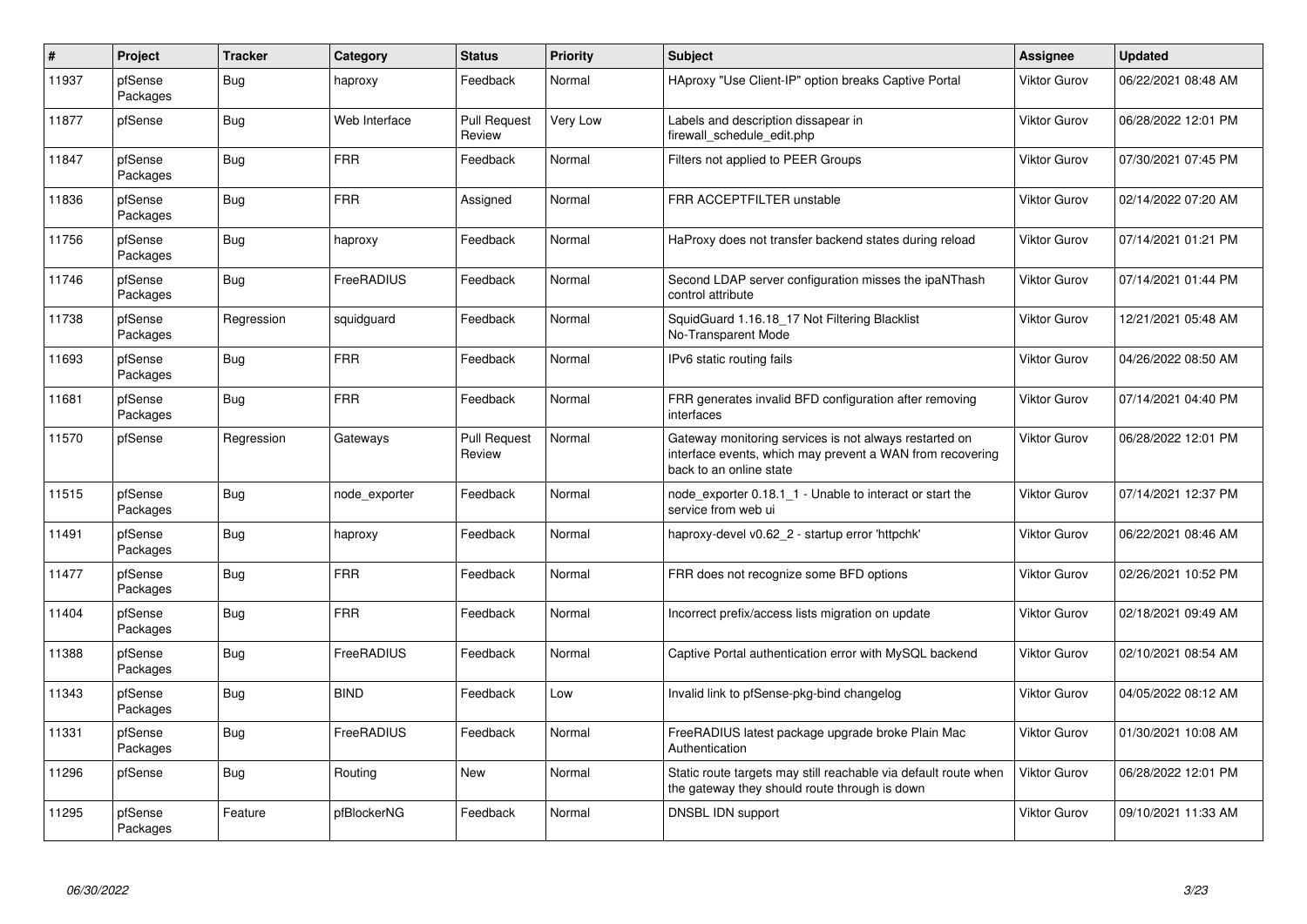| # | Project | Tracker | Category | Status | Priority | Subject | Assignee | Updated |
|---|---|---|---|---|---|---|---|---|
| 11937 | pfSense Packages | Bug | haproxy | Feedback | Normal | HAproxy "Use Client-IP" option breaks Captive Portal | Viktor Gurov | 06/22/2021 08:48 AM |
| 11877 | pfSense | Bug | Web Interface | Pull Request Review | Very Low | Labels and description dissapear in firewall_schedule_edit.php | Viktor Gurov | 06/28/2022 12:01 PM |
| 11847 | pfSense Packages | Bug | FRR | Feedback | Normal | Filters not applied to PEER Groups | Viktor Gurov | 07/30/2021 07:45 PM |
| 11836 | pfSense Packages | Bug | FRR | Assigned | Normal | FRR ACCEPTFILTER unstable | Viktor Gurov | 02/14/2022 07:20 AM |
| 11756 | pfSense Packages | Bug | haproxy | Feedback | Normal | HaProxy does not transfer backend states during reload | Viktor Gurov | 07/14/2021 01:21 PM |
| 11746 | pfSense Packages | Bug | FreeRADIUS | Feedback | Normal | Second LDAP server configuration misses the ipaNThash control attribute | Viktor Gurov | 07/14/2021 01:44 PM |
| 11738 | pfSense Packages | Regression | squidguard | Feedback | Normal | SquidGuard 1.16.18_17 Not Filtering Blacklist No-Transparent Mode | Viktor Gurov | 12/21/2021 05:48 AM |
| 11693 | pfSense Packages | Bug | FRR | Feedback | Normal | IPv6 static routing fails | Viktor Gurov | 04/26/2022 08:50 AM |
| 11681 | pfSense Packages | Bug | FRR | Feedback | Normal | FRR generates invalid BFD configuration after removing interfaces | Viktor Gurov | 07/14/2021 04:40 PM |
| 11570 | pfSense | Regression | Gateways | Pull Request Review | Normal | Gateway monitoring services is not always restarted on interface events, which may prevent a WAN from recovering back to an online state | Viktor Gurov | 06/28/2022 12:01 PM |
| 11515 | pfSense Packages | Bug | node_exporter | Feedback | Normal | node_exporter 0.18.1_1 - Unable to interact or start the service from web ui | Viktor Gurov | 07/14/2021 12:37 PM |
| 11491 | pfSense Packages | Bug | haproxy | Feedback | Normal | haproxy-devel v0.62_2 - startup error 'httpchk' | Viktor Gurov | 06/22/2021 08:46 AM |
| 11477 | pfSense Packages | Bug | FRR | Feedback | Normal | FRR does not recognize some BFD options | Viktor Gurov | 02/26/2021 10:52 PM |
| 11404 | pfSense Packages | Bug | FRR | Feedback | Normal | Incorrect prefix/access lists migration on update | Viktor Gurov | 02/18/2021 09:49 AM |
| 11388 | pfSense Packages | Bug | FreeRADIUS | Feedback | Normal | Captive Portal authentication error with MySQL backend | Viktor Gurov | 02/10/2021 08:54 AM |
| 11343 | pfSense Packages | Bug | BIND | Feedback | Low | Invalid link to pfSense-pkg-bind changelog | Viktor Gurov | 04/05/2022 08:12 AM |
| 11331 | pfSense Packages | Bug | FreeRADIUS | Feedback | Normal | FreeRADIUS latest package upgrade broke Plain Mac Authentication | Viktor Gurov | 01/30/2021 10:08 AM |
| 11296 | pfSense | Bug | Routing | New | Normal | Static route targets may still reachable via default route when the gateway they should route through is down | Viktor Gurov | 06/28/2022 12:01 PM |
| 11295 | pfSense Packages | Feature | pfBlockerNG | Feedback | Normal | DNSBL IDN support | Viktor Gurov | 09/10/2021 11:33 AM |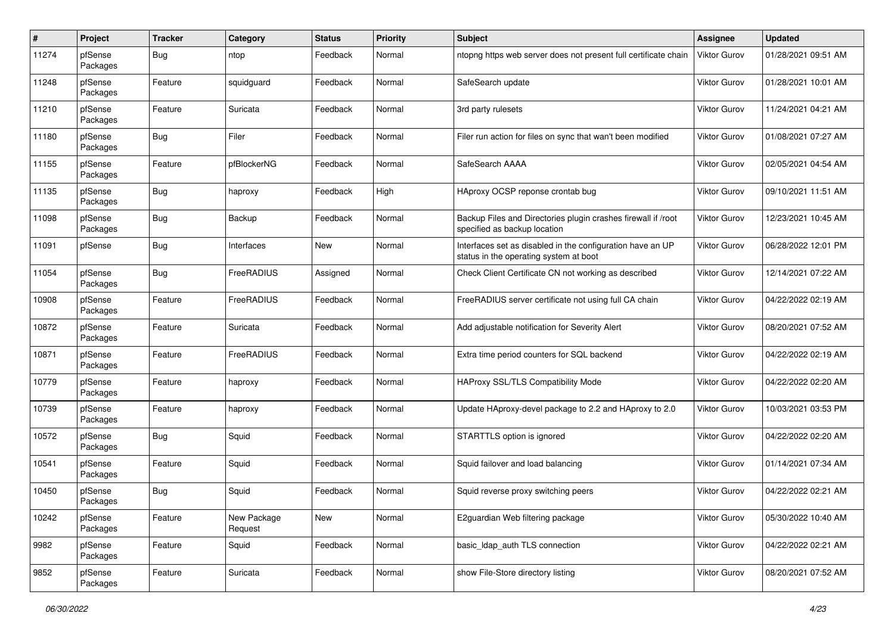| # | Project | Tracker | Category | Status | Priority | Subject | Assignee | Updated |
|---|---|---|---|---|---|---|---|---|
| 11274 | pfSense Packages | Bug | ntop | Feedback | Normal | ntopng https web server does not present full certificate chain | Viktor Gurov | 01/28/2021 09:51 AM |
| 11248 | pfSense Packages | Feature | squidguard | Feedback | Normal | SafeSearch update | Viktor Gurov | 01/28/2021 10:01 AM |
| 11210 | pfSense Packages | Feature | Suricata | Feedback | Normal | 3rd party rulesets | Viktor Gurov | 11/24/2021 04:21 AM |
| 11180 | pfSense Packages | Bug | Filer | Feedback | Normal | Filer run action for files on sync that wan't been modified | Viktor Gurov | 01/08/2021 07:27 AM |
| 11155 | pfSense Packages | Feature | pfBlockerNG | Feedback | Normal | SafeSearch AAAA | Viktor Gurov | 02/05/2021 04:54 AM |
| 11135 | pfSense Packages | Bug | haproxy | Feedback | High | HAproxy OCSP reponse crontab bug | Viktor Gurov | 09/10/2021 11:51 AM |
| 11098 | pfSense Packages | Bug | Backup | Feedback | Normal | Backup Files and Directories plugin crashes firewall if /root specified as backup location | Viktor Gurov | 12/23/2021 10:45 AM |
| 11091 | pfSense | Bug | Interfaces | New | Normal | Interfaces set as disabled in the configuration have an UP status in the operating system at boot | Viktor Gurov | 06/28/2022 12:01 PM |
| 11054 | pfSense Packages | Bug | FreeRADIUS | Assigned | Normal | Check Client Certificate CN not working as described | Viktor Gurov | 12/14/2021 07:22 AM |
| 10908 | pfSense Packages | Feature | FreeRADIUS | Feedback | Normal | FreeRADIUS server certificate not using full CA chain | Viktor Gurov | 04/22/2022 02:19 AM |
| 10872 | pfSense Packages | Feature | Suricata | Feedback | Normal | Add adjustable notification for Severity Alert | Viktor Gurov | 08/20/2021 07:52 AM |
| 10871 | pfSense Packages | Feature | FreeRADIUS | Feedback | Normal | Extra time period counters for SQL backend | Viktor Gurov | 04/22/2022 02:19 AM |
| 10779 | pfSense Packages | Feature | haproxy | Feedback | Normal | HAProxy SSL/TLS Compatibility Mode | Viktor Gurov | 04/22/2022 02:20 AM |
| 10739 | pfSense Packages | Feature | haproxy | Feedback | Normal | Update HAproxy-devel package to 2.2 and HAproxy to 2.0 | Viktor Gurov | 10/03/2021 03:53 PM |
| 10572 | pfSense Packages | Bug | Squid | Feedback | Normal | STARTTLS option is ignored | Viktor Gurov | 04/22/2022 02:20 AM |
| 10541 | pfSense Packages | Feature | Squid | Feedback | Normal | Squid failover and load balancing | Viktor Gurov | 01/14/2021 07:34 AM |
| 10450 | pfSense Packages | Bug | Squid | Feedback | Normal | Squid reverse proxy switching peers | Viktor Gurov | 04/22/2022 02:21 AM |
| 10242 | pfSense Packages | Feature | New Package Request | New | Normal | E2guardian Web filtering package | Viktor Gurov | 05/30/2022 10:40 AM |
| 9982 | pfSense Packages | Feature | Squid | Feedback | Normal | basic_ldap_auth TLS connection | Viktor Gurov | 04/22/2022 02:21 AM |
| 9852 | pfSense Packages | Feature | Suricata | Feedback | Normal | show File-Store directory listing | Viktor Gurov | 08/20/2021 07:52 AM |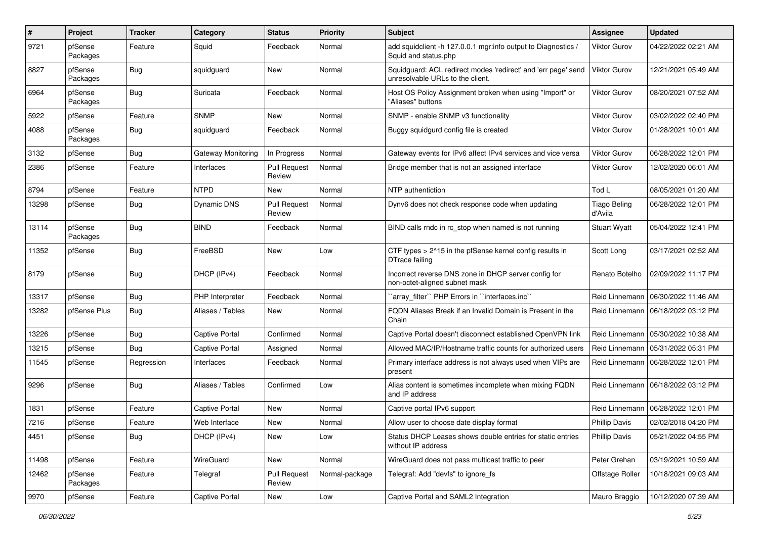| # | Project | Tracker | Category | Status | Priority | Subject | Assignee | Updated |
|---|---|---|---|---|---|---|---|---|
| 9721 | pfSense Packages | Feature | Squid | Feedback | Normal | add squidclient -h 127.0.0.1 mgr:info output to Diagnostics / Squid and status.php | Viktor Gurov | 04/22/2022 02:21 AM |
| 8827 | pfSense Packages | Bug | squidguard | New | Normal | Squidguard: ACL redirect modes 'redirect' and 'err page' send unresolvable URLs to the client. | Viktor Gurov | 12/21/2021 05:49 AM |
| 6964 | pfSense Packages | Bug | Suricata | Feedback | Normal | Host OS Policy Assignment broken when using "Import" or "Aliases" buttons | Viktor Gurov | 08/20/2021 07:52 AM |
| 5922 | pfSense | Feature | SNMP | New | Normal | SNMP - enable SNMP v3 functionality | Viktor Gurov | 03/02/2022 02:40 PM |
| 4088 | pfSense Packages | Bug | squidguard | Feedback | Normal | Buggy squidgurd config file is created | Viktor Gurov | 01/28/2021 10:01 AM |
| 3132 | pfSense | Bug | Gateway Monitoring | In Progress | Normal | Gateway events for IPv6 affect IPv4 services and vice versa | Viktor Gurov | 06/28/2022 12:01 PM |
| 2386 | pfSense | Feature | Interfaces | Pull Request Review | Normal | Bridge member that is not an assigned interface | Viktor Gurov | 12/02/2020 06:01 AM |
| 8794 | pfSense | Feature | NTPD | New | Normal | NTP authentiction | Tod L | 08/05/2021 01:20 AM |
| 13298 | pfSense | Bug | Dynamic DNS | Pull Request Review | Normal | Dynv6 does not check response code when updating | Tiago Beling d'Avila | 06/28/2022 12:01 PM |
| 13114 | pfSense Packages | Bug | BIND | Feedback | Normal | BIND calls rndc in rc_stop when named is not running | Stuart Wyatt | 05/04/2022 12:41 PM |
| 11352 | pfSense | Bug | FreeBSD | New | Low | CTF types > 2^15 in the pfSense kernel config results in DTrace failing | Scott Long | 03/17/2021 02:52 AM |
| 8179 | pfSense | Bug | DHCP (IPv4) | Feedback | Normal | Incorrect reverse DNS zone in DHCP server config for non-octet-aligned subnet mask | Renato Botelho | 02/09/2022 11:17 PM |
| 13317 | pfSense | Bug | PHP Interpreter | Feedback | Normal | ``array_filter`` PHP Errors in ``interfaces.inc`` | Reid Linnemann | 06/30/2022 11:46 AM |
| 13282 | pfSense Plus | Bug | Aliases / Tables | New | Normal | FQDN Aliases Break if an Invalid Domain is Present in the Chain | Reid Linnemann | 06/18/2022 03:12 PM |
| 13226 | pfSense | Bug | Captive Portal | Confirmed | Normal | Captive Portal doesn't disconnect established OpenVPN link | Reid Linnemann | 05/30/2022 10:38 AM |
| 13215 | pfSense | Bug | Captive Portal | Assigned | Normal | Allowed MAC/IP/Hostname traffic counts for authorized users | Reid Linnemann | 05/31/2022 05:31 PM |
| 11545 | pfSense | Regression | Interfaces | Feedback | Normal | Primary interface address is not always used when VIPs are present | Reid Linnemann | 06/28/2022 12:01 PM |
| 9296 | pfSense | Bug | Aliases / Tables | Confirmed | Low | Alias content is sometimes incomplete when mixing FQDN and IP address | Reid Linnemann | 06/18/2022 03:12 PM |
| 1831 | pfSense | Feature | Captive Portal | New | Normal | Captive portal IPv6 support | Reid Linnemann | 06/28/2022 12:01 PM |
| 7216 | pfSense | Feature | Web Interface | New | Normal | Allow user to choose date display format | Phillip Davis | 02/02/2018 04:20 PM |
| 4451 | pfSense | Bug | DHCP (IPv4) | New | Low | Status DHCP Leases shows double entries for static entries without IP address | Phillip Davis | 05/21/2022 04:55 PM |
| 11498 | pfSense | Feature | WireGuard | New | Normal | WireGuard does not pass multicast traffic to peer | Peter Grehan | 03/19/2021 10:59 AM |
| 12462 | pfSense Packages | Feature | Telegraf | Pull Request Review | Normal-package | Telegraf: Add "devfs" to ignore_fs | Offstage Roller | 10/18/2021 09:03 AM |
| 9970 | pfSense | Feature | Captive Portal | New | Low | Captive Portal and SAML2 Integration | Mauro Braggio | 10/12/2020 07:39 AM |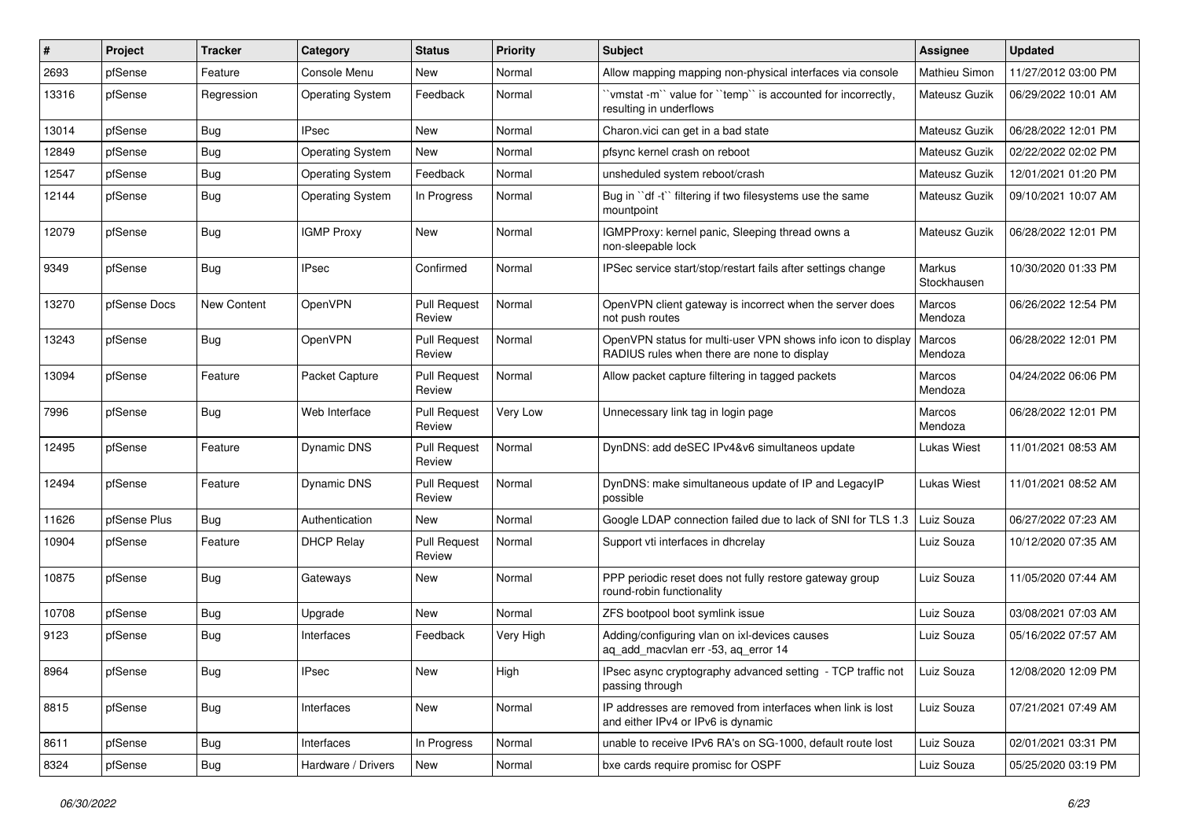| # | Project | Tracker | Category | Status | Priority | Subject | Assignee | Updated |
|---|---|---|---|---|---|---|---|---|
| 2693 | pfSense | Feature | Console Menu | New | Normal | Allow mapping mapping non-physical interfaces via console | Mathieu Simon | 11/27/2012 03:00 PM |
| 13316 | pfSense | Regression | Operating System | Feedback | Normal | ``vmstat -m`` value for ``temp`` is accounted for incorrectly, resulting in underflows | Mateusz Guzik | 06/29/2022 10:01 AM |
| 13014 | pfSense | Bug | IPsec | New | Normal | Charon.vici can get in a bad state | Mateusz Guzik | 06/28/2022 12:01 PM |
| 12849 | pfSense | Bug | Operating System | New | Normal | pfsync kernel crash on reboot | Mateusz Guzik | 02/22/2022 02:02 PM |
| 12547 | pfSense | Bug | Operating System | Feedback | Normal | unsheduled system reboot/crash | Mateusz Guzik | 12/01/2021 01:20 PM |
| 12144 | pfSense | Bug | Operating System | In Progress | Normal | Bug in ``df -t`` filtering if two filesystems use the same mountpoint | Mateusz Guzik | 09/10/2021 10:07 AM |
| 12079 | pfSense | Bug | IGMP Proxy | New | Normal | IGMPProxy: kernel panic, Sleeping thread owns a non-sleepable lock | Mateusz Guzik | 06/28/2022 12:01 PM |
| 9349 | pfSense | Bug | IPsec | Confirmed | Normal | IPSec service start/stop/restart fails after settings change | Markus Stockhausen | 10/30/2020 01:33 PM |
| 13270 | pfSense Docs | New Content | OpenVPN | Pull Request Review | Normal | OpenVPN client gateway is incorrect when the server does not push routes | Marcos Mendoza | 06/26/2022 12:54 PM |
| 13243 | pfSense | Bug | OpenVPN | Pull Request Review | Normal | OpenVPN status for multi-user VPN shows info icon to display RADIUS rules when there are none to display | Marcos Mendoza | 06/28/2022 12:01 PM |
| 13094 | pfSense | Feature | Packet Capture | Pull Request Review | Normal | Allow packet capture filtering in tagged packets | Marcos Mendoza | 04/24/2022 06:06 PM |
| 7996 | pfSense | Bug | Web Interface | Pull Request Review | Very Low | Unnecessary link tag in login page | Marcos Mendoza | 06/28/2022 12:01 PM |
| 12495 | pfSense | Feature | Dynamic DNS | Pull Request Review | Normal | DynDNS: add deSEC IPv4&v6 simultaneos update | Lukas Wiest | 11/01/2021 08:53 AM |
| 12494 | pfSense | Feature | Dynamic DNS | Pull Request Review | Normal | DynDNS: make simultaneous update of IP and LegacyIP possible | Lukas Wiest | 11/01/2021 08:52 AM |
| 11626 | pfSense Plus | Bug | Authentication | New | Normal | Google LDAP connection failed due to lack of SNI for TLS 1.3 | Luiz Souza | 06/27/2022 07:23 AM |
| 10904 | pfSense | Feature | DHCP Relay | Pull Request Review | Normal | Support vti interfaces in dhcrelay | Luiz Souza | 10/12/2020 07:35 AM |
| 10875 | pfSense | Bug | Gateways | New | Normal | PPP periodic reset does not fully restore gateway group round-robin functionality | Luiz Souza | 11/05/2020 07:44 AM |
| 10708 | pfSense | Bug | Upgrade | New | Normal | ZFS bootpool boot symlink issue | Luiz Souza | 03/08/2021 07:03 AM |
| 9123 | pfSense | Bug | Interfaces | Feedback | Very High | Adding/configuring vlan on ixl-devices causes aq_add_macvlan err -53, aq_error 14 | Luiz Souza | 05/16/2022 07:57 AM |
| 8964 | pfSense | Bug | IPsec | New | High | IPsec async cryptography advanced setting - TCP traffic not passing through | Luiz Souza | 12/08/2020 12:09 PM |
| 8815 | pfSense | Bug | Interfaces | New | Normal | IP addresses are removed from interfaces when link is lost and either IPv4 or IPv6 is dynamic | Luiz Souza | 07/21/2021 07:49 AM |
| 8611 | pfSense | Bug | Interfaces | In Progress | Normal | unable to receive IPv6 RA's on SG-1000, default route lost | Luiz Souza | 02/01/2021 03:31 PM |
| 8324 | pfSense | Bug | Hardware / Drivers | New | Normal | bxe cards require promisc for OSPF | Luiz Souza | 05/25/2020 03:19 PM |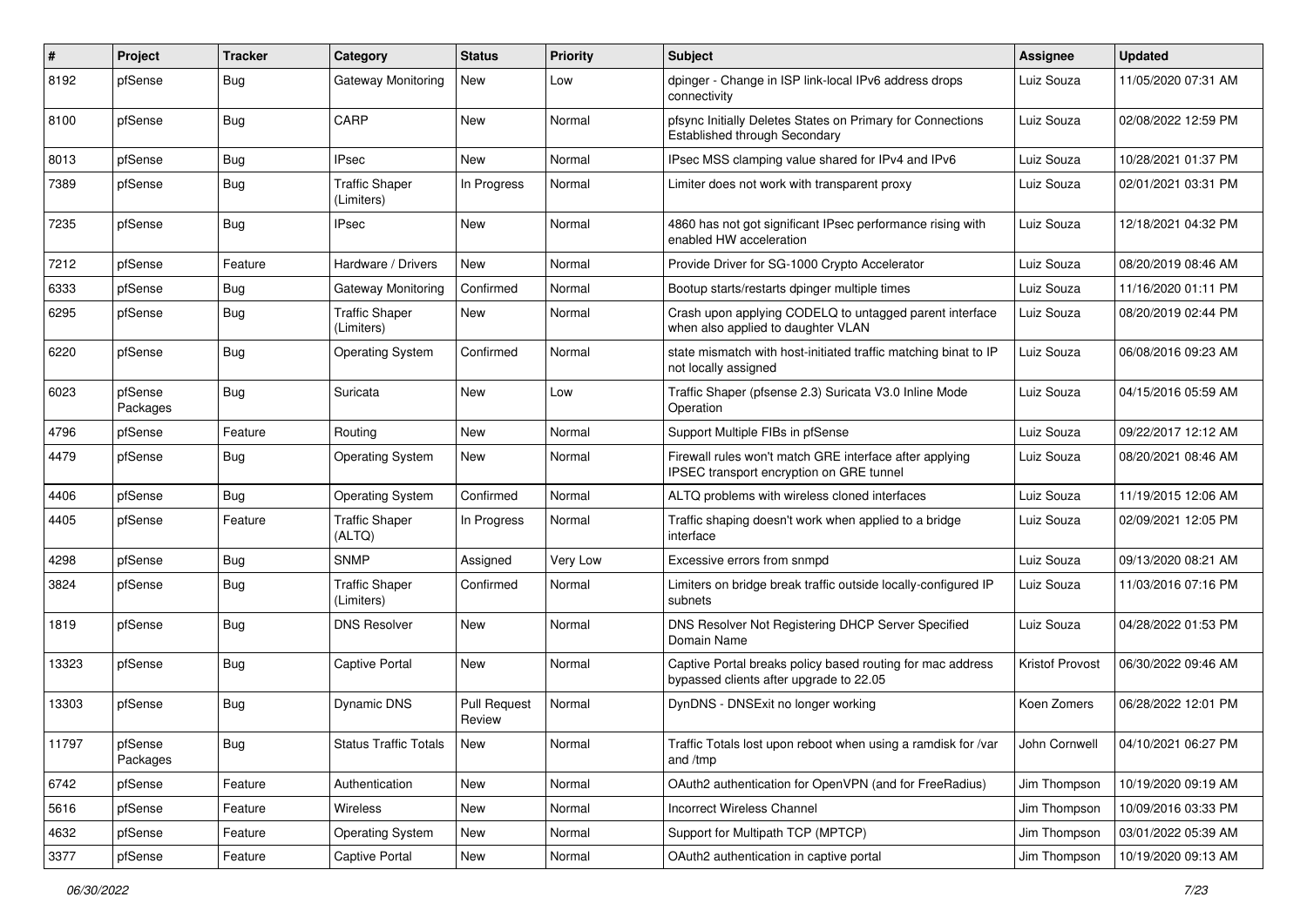| # | Project | Tracker | Category | Status | Priority | Subject | Assignee | Updated |
|---|---|---|---|---|---|---|---|---|
| 8192 | pfSense | Bug | Gateway Monitoring | New | Low | dpinger - Change in ISP link-local IPv6 address drops connectivity | Luiz Souza | 11/05/2020 07:31 AM |
| 8100 | pfSense | Bug | CARP | New | Normal | pfsync Initially Deletes States on Primary for Connections Established through Secondary | Luiz Souza | 02/08/2022 12:59 PM |
| 8013 | pfSense | Bug | IPsec | New | Normal | IPsec MSS clamping value shared for IPv4 and IPv6 | Luiz Souza | 10/28/2021 01:37 PM |
| 7389 | pfSense | Bug | Traffic Shaper (Limiters) | In Progress | Normal | Limiter does not work with transparent proxy | Luiz Souza | 02/01/2021 03:31 PM |
| 7235 | pfSense | Bug | IPsec | New | Normal | 4860 has not got significant IPsec performance rising with enabled HW acceleration | Luiz Souza | 12/18/2021 04:32 PM |
| 7212 | pfSense | Feature | Hardware / Drivers | New | Normal | Provide Driver for SG-1000 Crypto Accelerator | Luiz Souza | 08/20/2019 08:46 AM |
| 6333 | pfSense | Bug | Gateway Monitoring | Confirmed | Normal | Bootup starts/restarts dpinger multiple times | Luiz Souza | 11/16/2020 01:11 PM |
| 6295 | pfSense | Bug | Traffic Shaper (Limiters) | New | Normal | Crash upon applying CODELQ to untagged parent interface when also applied to daughter VLAN | Luiz Souza | 08/20/2019 02:44 PM |
| 6220 | pfSense | Bug | Operating System | Confirmed | Normal | state mismatch with host-initiated traffic matching binat to IP not locally assigned | Luiz Souza | 06/08/2016 09:23 AM |
| 6023 | pfSense Packages | Bug | Suricata | New | Low | Traffic Shaper (pfsense 2.3) Suricata V3.0 Inline Mode Operation | Luiz Souza | 04/15/2016 05:59 AM |
| 4796 | pfSense | Feature | Routing | New | Normal | Support Multiple FIBs in pfSense | Luiz Souza | 09/22/2017 12:12 AM |
| 4479 | pfSense | Bug | Operating System | New | Normal | Firewall rules won't match GRE interface after applying IPSEC transport encryption on GRE tunnel | Luiz Souza | 08/20/2021 08:46 AM |
| 4406 | pfSense | Bug | Operating System | Confirmed | Normal | ALTQ problems with wireless cloned interfaces | Luiz Souza | 11/19/2015 12:06 AM |
| 4405 | pfSense | Feature | Traffic Shaper (ALTQ) | In Progress | Normal | Traffic shaping doesn't work when applied to a bridge interface | Luiz Souza | 02/09/2021 12:05 PM |
| 4298 | pfSense | Bug | SNMP | Assigned | Very Low | Excessive errors from snmpd | Luiz Souza | 09/13/2020 08:21 AM |
| 3824 | pfSense | Bug | Traffic Shaper (Limiters) | Confirmed | Normal | Limiters on bridge break traffic outside locally-configured IP subnets | Luiz Souza | 11/03/2016 07:16 PM |
| 1819 | pfSense | Bug | DNS Resolver | New | Normal | DNS Resolver Not Registering DHCP Server Specified Domain Name | Luiz Souza | 04/28/2022 01:53 PM |
| 13323 | pfSense | Bug | Captive Portal | New | Normal | Captive Portal breaks policy based routing for mac address bypassed clients after upgrade to 22.05 | Kristof Provost | 06/30/2022 09:46 AM |
| 13303 | pfSense | Bug | Dynamic DNS | Pull Request Review | Normal | DynDNS - DNSExit no longer working | Koen Zomers | 06/28/2022 12:01 PM |
| 11797 | pfSense Packages | Bug | Status Traffic Totals | New | Normal | Traffic Totals lost upon reboot when using a ramdisk for /var and /tmp | John Cornwell | 04/10/2021 06:27 PM |
| 6742 | pfSense | Feature | Authentication | New | Normal | OAuth2 authentication for OpenVPN (and for FreeRadius) | Jim Thompson | 10/19/2020 09:19 AM |
| 5616 | pfSense | Feature | Wireless | New | Normal | Incorrect Wireless Channel | Jim Thompson | 10/09/2016 03:33 PM |
| 4632 | pfSense | Feature | Operating System | New | Normal | Support for Multipath TCP (MPTCP) | Jim Thompson | 03/01/2022 05:39 AM |
| 3377 | pfSense | Feature | Captive Portal | New | Normal | OAuth2 authentication in captive portal | Jim Thompson | 10/19/2020 09:13 AM |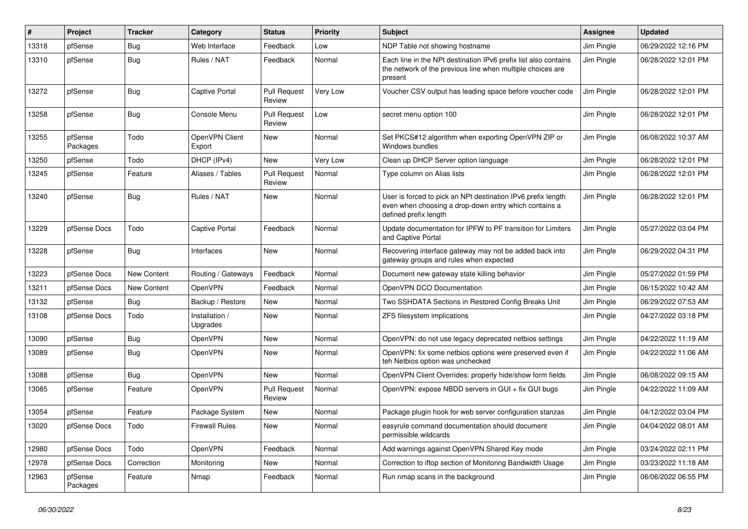| # | Project | Tracker | Category | Status | Priority | Subject | Assignee | Updated |
|---|---|---|---|---|---|---|---|---|
| 13318 | pfSense | Bug | Web Interface | Feedback | Low | NDP Table not showing hostname | Jim Pingle | 06/29/2022 12:16 PM |
| 13310 | pfSense | Bug | Rules / NAT | Feedback | Normal | Each line in the NPt destination IPv6 prefix list also contains the network of the previous line when multiple choices are present | Jim Pingle | 06/28/2022 12:01 PM |
| 13272 | pfSense | Bug | Captive Portal | Pull Request Review | Very Low | Voucher CSV output has leading space before voucher code | Jim Pingle | 06/28/2022 12:01 PM |
| 13258 | pfSense | Bug | Console Menu | Pull Request Review | Low | secret menu option 100 | Jim Pingle | 06/28/2022 12:01 PM |
| 13255 | pfSense Packages | Todo | OpenVPN Client Export | New | Normal | Set PKCS#12 algorithm when exporting OpenVPN ZIP or Windows bundles | Jim Pingle | 06/08/2022 10:37 AM |
| 13250 | pfSense | Todo | DHCP (IPv4) | New | Very Low | Clean up DHCP Server option language | Jim Pingle | 06/28/2022 12:01 PM |
| 13245 | pfSense | Feature | Aliases / Tables | Pull Request Review | Normal | Type column on Alias lists | Jim Pingle | 06/28/2022 12:01 PM |
| 13240 | pfSense | Bug | Rules / NAT | New | Normal | User is forced to pick an NPt destination IPv6 prefix length even when choosing a drop-down entry which contains a defined prefix length | Jim Pingle | 06/28/2022 12:01 PM |
| 13229 | pfSense Docs | Todo | Captive Portal | Feedback | Normal | Update documentation for IPFW to PF transition for Limiters and Captive Portal | Jim Pingle | 05/27/2022 03:04 PM |
| 13228 | pfSense | Bug | Interfaces | New | Normal | Recovering interface gateway may not be added back into gateway groups and rules when expected | Jim Pingle | 06/29/2022 04:31 PM |
| 13223 | pfSense Docs | New Content | Routing / Gateways | Feedback | Normal | Document new gateway state killing behavior | Jim Pingle | 05/27/2022 01:59 PM |
| 13211 | pfSense Docs | New Content | OpenVPN | Feedback | Normal | OpenVPN DCO Documentation | Jim Pingle | 06/15/2022 10:42 AM |
| 13132 | pfSense | Bug | Backup / Restore | New | Normal | Two SSHDATA Sections in Restored Config Breaks Unit | Jim Pingle | 06/29/2022 07:53 AM |
| 13108 | pfSense Docs | Todo | Installation / Upgrades | New | Normal | ZFS filesystem implications | Jim Pingle | 04/27/2022 03:18 PM |
| 13090 | pfSense | Bug | OpenVPN | New | Normal | OpenVPN: do not use legacy deprecated netbios settings | Jim Pingle | 04/22/2022 11:19 AM |
| 13089 | pfSense | Bug | OpenVPN | New | Normal | OpenVPN: fix some netbios options were preserved even if teh Netbios option was unchecked | Jim Pingle | 04/22/2022 11:06 AM |
| 13088 | pfSense | Bug | OpenVPN | New | Normal | OpenVPN Client Overrides: properly hide/show form fields | Jim Pingle | 06/08/2022 09:15 AM |
| 13085 | pfSense | Feature | OpenVPN | Pull Request Review | Normal | OpenVPN: expose NBDD servers in GUI + fix GUI bugs | Jim Pingle | 04/22/2022 11:09 AM |
| 13054 | pfSense | Feature | Package System | New | Normal | Package plugin hook for web server configuration stanzas | Jim Pingle | 04/12/2022 03:04 PM |
| 13020 | pfSense Docs | Todo | Firewall Rules | New | Normal | easyrule command documentation should document permissible wildcards | Jim Pingle | 04/04/2022 08:01 AM |
| 12980 | pfSense Docs | Todo | OpenVPN | Feedback | Normal | Add warnings against OpenVPN Shared Key mode | Jim Pingle | 03/24/2022 02:11 PM |
| 12978 | pfSense Docs | Correction | Monitoring | New | Normal | Correction to iftop section of Monitoring Bandwidth Usage | Jim Pingle | 03/23/2022 11:18 AM |
| 12963 | pfSense Packages | Feature | Nmap | Feedback | Normal | Run nmap scans in the background | Jim Pingle | 06/06/2022 06:55 PM |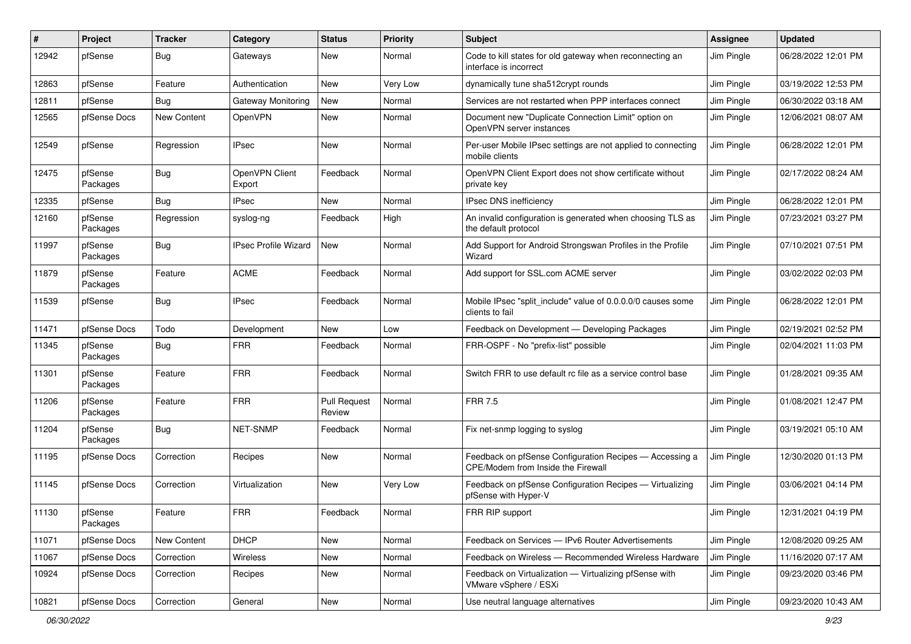| # | Project | Tracker | Category | Status | Priority | Subject | Assignee | Updated |
|---|---|---|---|---|---|---|---|---|
| 12942 | pfSense | Bug | Gateways | New | Normal | Code to kill states for old gateway when reconnecting an interface is incorrect | Jim Pingle | 06/28/2022 12:01 PM |
| 12863 | pfSense | Feature | Authentication | New | Very Low | dynamically tune sha512crypt rounds | Jim Pingle | 03/19/2022 12:53 PM |
| 12811 | pfSense | Bug | Gateway Monitoring | New | Normal | Services are not restarted when PPP interfaces connect | Jim Pingle | 06/30/2022 03:18 AM |
| 12565 | pfSense Docs | New Content | OpenVPN | New | Normal | Document new "Duplicate Connection Limit" option on OpenVPN server instances | Jim Pingle | 12/06/2021 08:07 AM |
| 12549 | pfSense | Regression | IPsec | New | Normal | Per-user Mobile IPsec settings are not applied to connecting mobile clients | Jim Pingle | 06/28/2022 12:01 PM |
| 12475 | pfSense Packages | Bug | OpenVPN Client Export | Feedback | Normal | OpenVPN Client Export does not show certificate without private key | Jim Pingle | 02/17/2022 08:24 AM |
| 12335 | pfSense | Bug | IPsec | New | Normal | IPsec DNS inefficiency | Jim Pingle | 06/28/2022 12:01 PM |
| 12160 | pfSense Packages | Regression | syslog-ng | Feedback | High | An invalid configuration is generated when choosing TLS as the default protocol | Jim Pingle | 07/23/2021 03:27 PM |
| 11997 | pfSense Packages | Bug | IPsec Profile Wizard | New | Normal | Add Support for Android Strongswan Profiles in the Profile Wizard | Jim Pingle | 07/10/2021 07:51 PM |
| 11879 | pfSense Packages | Feature | ACME | Feedback | Normal | Add support for SSL.com ACME server | Jim Pingle | 03/02/2022 02:03 PM |
| 11539 | pfSense | Bug | IPsec | Feedback | Normal | Mobile IPsec "split_include" value of 0.0.0.0/0 causes some clients to fail | Jim Pingle | 06/28/2022 12:01 PM |
| 11471 | pfSense Docs | Todo | Development | New | Low | Feedback on Development — Developing Packages | Jim Pingle | 02/19/2021 02:52 PM |
| 11345 | pfSense Packages | Bug | FRR | Feedback | Normal | FRR-OSPF - No "prefix-list" possible | Jim Pingle | 02/04/2021 11:03 PM |
| 11301 | pfSense Packages | Feature | FRR | Feedback | Normal | Switch FRR to use default rc file as a service control base | Jim Pingle | 01/28/2021 09:35 AM |
| 11206 | pfSense Packages | Feature | FRR | Pull Request Review | Normal | FRR 7.5 | Jim Pingle | 01/08/2021 12:47 PM |
| 11204 | pfSense Packages | Bug | NET-SNMP | Feedback | Normal | Fix net-snmp logging to syslog | Jim Pingle | 03/19/2021 05:10 AM |
| 11195 | pfSense Docs | Correction | Recipes | New | Normal | Feedback on pfSense Configuration Recipes — Accessing a CPE/Modem from Inside the Firewall | Jim Pingle | 12/30/2020 01:13 PM |
| 11145 | pfSense Docs | Correction | Virtualization | New | Very Low | Feedback on pfSense Configuration Recipes — Virtualizing pfSense with Hyper-V | Jim Pingle | 03/06/2021 04:14 PM |
| 11130 | pfSense Packages | Feature | FRR | Feedback | Normal | FRR RIP support | Jim Pingle | 12/31/2021 04:19 PM |
| 11071 | pfSense Docs | New Content | DHCP | New | Normal | Feedback on Services — IPv6 Router Advertisements | Jim Pingle | 12/08/2020 09:25 AM |
| 11067 | pfSense Docs | Correction | Wireless | New | Normal | Feedback on Wireless — Recommended Wireless Hardware | Jim Pingle | 11/16/2020 07:17 AM |
| 10924 | pfSense Docs | Correction | Recipes | New | Normal | Feedback on Virtualization — Virtualizing pfSense with VMware vSphere / ESXi | Jim Pingle | 09/23/2020 03:46 PM |
| 10821 | pfSense Docs | Correction | General | New | Normal | Use neutral language alternatives | Jim Pingle | 09/23/2020 10:43 AM |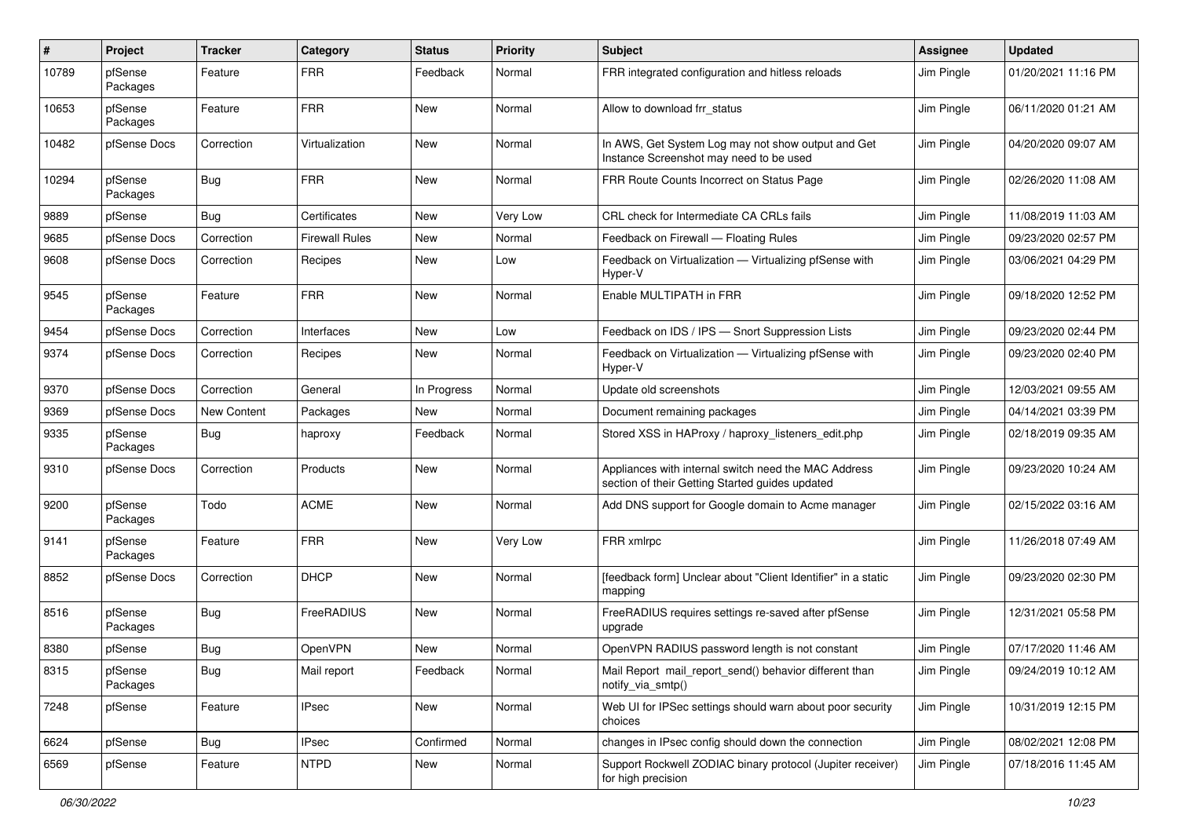| # | Project | Tracker | Category | Status | Priority | Subject | Assignee | Updated |
|---|---|---|---|---|---|---|---|---|
| 10789 | pfSense Packages | Feature | FRR | Feedback | Normal | FRR integrated configuration and hitless reloads | Jim Pingle | 01/20/2021 11:16 PM |
| 10653 | pfSense Packages | Feature | FRR | New | Normal | Allow to download frr_status | Jim Pingle | 06/11/2020 01:21 AM |
| 10482 | pfSense Docs | Correction | Virtualization | New | Normal | In AWS, Get System Log may not show output and Get Instance Screenshot may need to be used | Jim Pingle | 04/20/2020 09:07 AM |
| 10294 | pfSense Packages | Bug | FRR | New | Normal | FRR Route Counts Incorrect on Status Page | Jim Pingle | 02/26/2020 11:08 AM |
| 9889 | pfSense | Bug | Certificates | New | Very Low | CRL check for Intermediate CA CRLs fails | Jim Pingle | 11/08/2019 11:03 AM |
| 9685 | pfSense Docs | Correction | Firewall Rules | New | Normal | Feedback on Firewall — Floating Rules | Jim Pingle | 09/23/2020 02:57 PM |
| 9608 | pfSense Docs | Correction | Recipes | New | Low | Feedback on Virtualization — Virtualizing pfSense with Hyper-V | Jim Pingle | 03/06/2021 04:29 PM |
| 9545 | pfSense Packages | Feature | FRR | New | Normal | Enable MULTIPATH in FRR | Jim Pingle | 09/18/2020 12:52 PM |
| 9454 | pfSense Docs | Correction | Interfaces | New | Low | Feedback on IDS / IPS — Snort Suppression Lists | Jim Pingle | 09/23/2020 02:44 PM |
| 9374 | pfSense Docs | Correction | Recipes | New | Normal | Feedback on Virtualization — Virtualizing pfSense with Hyper-V | Jim Pingle | 09/23/2020 02:40 PM |
| 9370 | pfSense Docs | Correction | General | In Progress | Normal | Update old screenshots | Jim Pingle | 12/03/2021 09:55 AM |
| 9369 | pfSense Docs | New Content | Packages | New | Normal | Document remaining packages | Jim Pingle | 04/14/2021 03:39 PM |
| 9335 | pfSense Packages | Bug | haproxy | Feedback | Normal | Stored XSS in HAProxy / haproxy_listeners_edit.php | Jim Pingle | 02/18/2019 09:35 AM |
| 9310 | pfSense Docs | Correction | Products | New | Normal | Appliances with internal switch need the MAC Address section of their Getting Started guides updated | Jim Pingle | 09/23/2020 10:24 AM |
| 9200 | pfSense Packages | Todo | ACME | New | Normal | Add DNS support for Google domain to Acme manager | Jim Pingle | 02/15/2022 03:16 AM |
| 9141 | pfSense Packages | Feature | FRR | New | Very Low | FRR xmlrpc | Jim Pingle | 11/26/2018 07:49 AM |
| 8852 | pfSense Docs | Correction | DHCP | New | Normal | [feedback form] Unclear about "Client Identifier" in a static mapping | Jim Pingle | 09/23/2020 02:30 PM |
| 8516 | pfSense Packages | Bug | FreeRADIUS | New | Normal | FreeRADIUS requires settings re-saved after pfSense upgrade | Jim Pingle | 12/31/2021 05:58 PM |
| 8380 | pfSense | Bug | OpenVPN | New | Normal | OpenVPN RADIUS password length is not constant | Jim Pingle | 07/17/2020 11:46 AM |
| 8315 | pfSense Packages | Bug | Mail report | Feedback | Normal | Mail Report mail_report_send() behavior different than notify_via_smtp() | Jim Pingle | 09/24/2019 10:12 AM |
| 7248 | pfSense | Feature | IPsec | New | Normal | Web UI for IPSec settings should warn about poor security choices | Jim Pingle | 10/31/2019 12:15 PM |
| 6624 | pfSense | Bug | IPsec | Confirmed | Normal | changes in IPsec config should down the connection | Jim Pingle | 08/02/2021 12:08 PM |
| 6569 | pfSense | Feature | NTPD | New | Normal | Support Rockwell ZODIAC binary protocol (Jupiter receiver) for high precision | Jim Pingle | 07/18/2016 11:45 AM |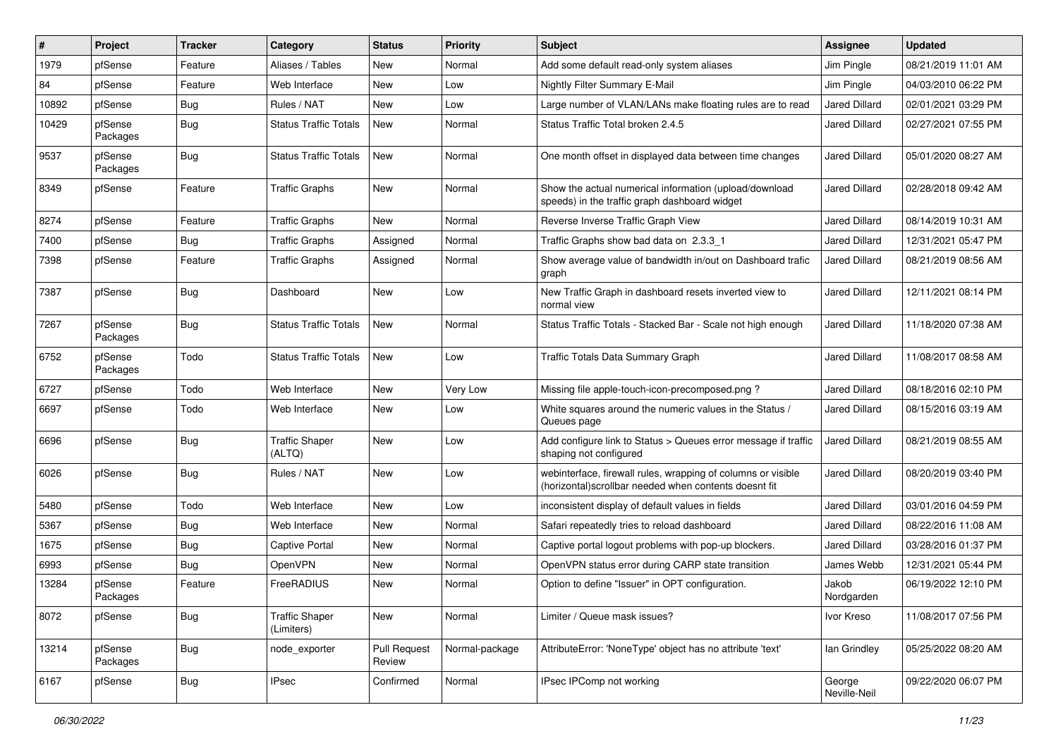| # | Project | Tracker | Category | Status | Priority | Subject | Assignee | Updated |
|---|---|---|---|---|---|---|---|---|
| 1979 | pfSense | Feature | Aliases / Tables | New | Normal | Add some default read-only system aliases | Jim Pingle | 08/21/2019 11:01 AM |
| 84 | pfSense | Feature | Web Interface | New | Low | Nightly Filter Summary E-Mail | Jim Pingle | 04/03/2010 06:22 PM |
| 10892 | pfSense | Bug | Rules / NAT | New | Low | Large number of VLAN/LANs make floating rules are to read | Jared Dillard | 02/01/2021 03:29 PM |
| 10429 | pfSense Packages | Bug | Status Traffic Totals | New | Normal | Status Traffic Total broken 2.4.5 | Jared Dillard | 02/27/2021 07:55 PM |
| 9537 | pfSense Packages | Bug | Status Traffic Totals | New | Normal | One month offset in displayed data between time changes | Jared Dillard | 05/01/2020 08:27 AM |
| 8349 | pfSense | Feature | Traffic Graphs | New | Normal | Show the actual numerical information (upload/download speeds) in the traffic graph dashboard widget | Jared Dillard | 02/28/2018 09:42 AM |
| 8274 | pfSense | Feature | Traffic Graphs | New | Normal | Reverse Inverse Traffic Graph View | Jared Dillard | 08/14/2019 10:31 AM |
| 7400 | pfSense | Bug | Traffic Graphs | Assigned | Normal | Traffic Graphs show bad data on 2.3.3_1 | Jared Dillard | 12/31/2021 05:47 PM |
| 7398 | pfSense | Feature | Traffic Graphs | Assigned | Normal | Show average value of bandwidth in/out on Dashboard trafic graph | Jared Dillard | 08/21/2019 08:56 AM |
| 7387 | pfSense | Bug | Dashboard | New | Low | New Traffic Graph in dashboard resets inverted view to normal view | Jared Dillard | 12/11/2021 08:14 PM |
| 7267 | pfSense Packages | Bug | Status Traffic Totals | New | Normal | Status Traffic Totals - Stacked Bar - Scale not high enough | Jared Dillard | 11/18/2020 07:38 AM |
| 6752 | pfSense Packages | Todo | Status Traffic Totals | New | Low | Traffic Totals Data Summary Graph | Jared Dillard | 11/08/2017 08:58 AM |
| 6727 | pfSense | Todo | Web Interface | New | Very Low | Missing file apple-touch-icon-precomposed.png ? | Jared Dillard | 08/18/2016 02:10 PM |
| 6697 | pfSense | Todo | Web Interface | New | Low | White squares around the numeric values in the Status / Queues page | Jared Dillard | 08/15/2016 03:19 AM |
| 6696 | pfSense | Bug | Traffic Shaper (ALTQ) | New | Low | Add configure link to Status > Queues error message if traffic shaping not configured | Jared Dillard | 08/21/2019 08:55 AM |
| 6026 | pfSense | Bug | Rules / NAT | New | Low | webinterface, firewall rules, wrapping of columns or visible (horizontal)scrollbar needed when contents doesnt fit | Jared Dillard | 08/20/2019 03:40 PM |
| 5480 | pfSense | Todo | Web Interface | New | Low | inconsistent display of default values in fields | Jared Dillard | 03/01/2016 04:59 PM |
| 5367 | pfSense | Bug | Web Interface | New | Normal | Safari repeatedly tries to reload dashboard | Jared Dillard | 08/22/2016 11:08 AM |
| 1675 | pfSense | Bug | Captive Portal | New | Normal | Captive portal logout problems with pop-up blockers. | Jared Dillard | 03/28/2016 01:37 PM |
| 6993 | pfSense | Bug | OpenVPN | New | Normal | OpenVPN status error during CARP state transition | James Webb | 12/31/2021 05:44 PM |
| 13284 | pfSense Packages | Feature | FreeRADIUS | New | Normal | Option to define "Issuer" in OPT configuration. | Jakob Nordgarden | 06/19/2022 12:10 PM |
| 8072 | pfSense | Bug | Traffic Shaper (Limiters) | New | Normal | Limiter / Queue mask issues? | Ivor Kreso | 11/08/2017 07:56 PM |
| 13214 | pfSense Packages | Bug | node_exporter | Pull Request Review | Normal-package | AttributeError: 'NoneType' object has no attribute 'text' | Ian Grindley | 05/25/2022 08:20 AM |
| 6167 | pfSense | Bug | IPsec | Confirmed | Normal | IPsec IPComp not working | George Neville-Neil | 09/22/2020 06:07 PM |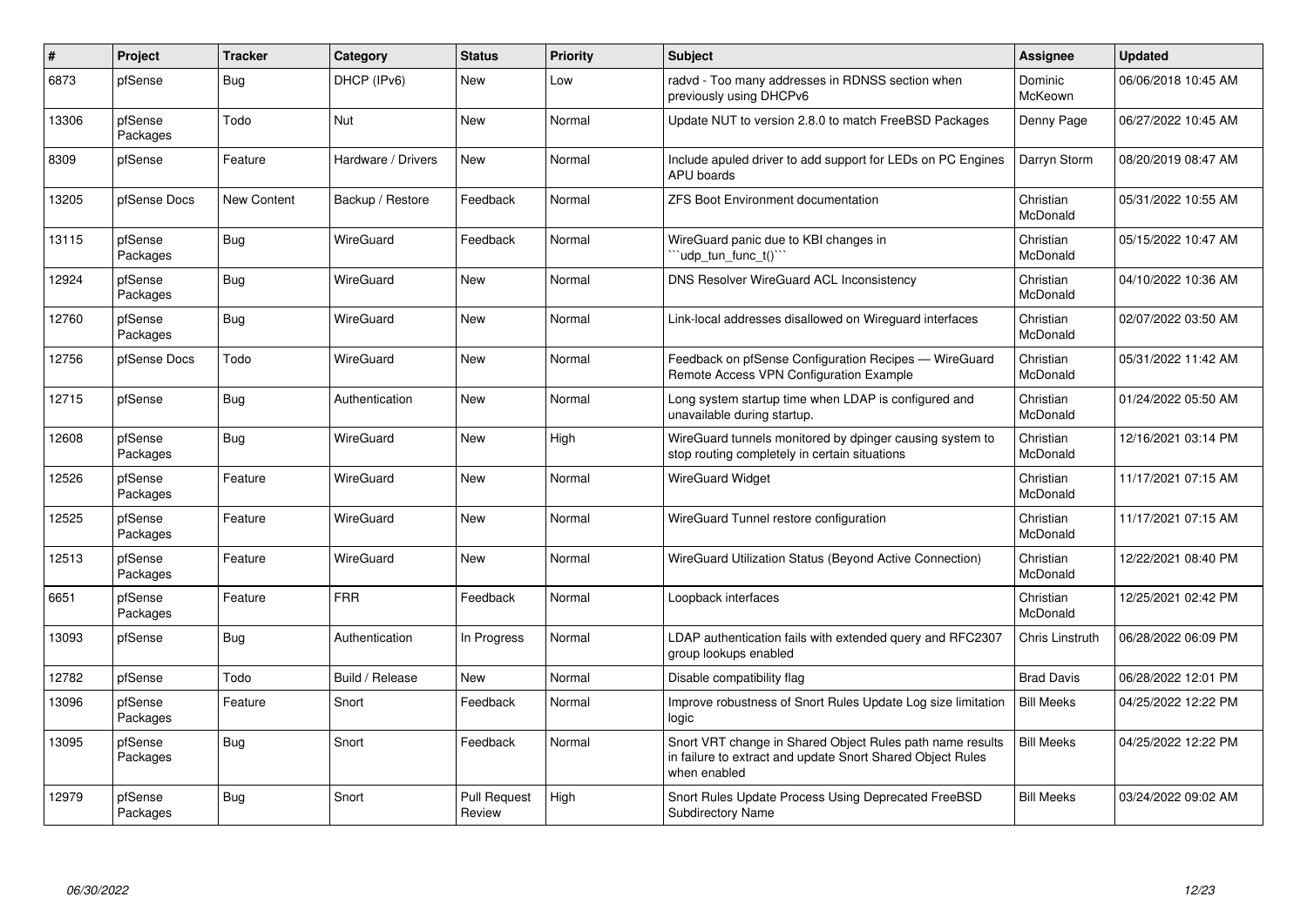| # | Project | Tracker | Category | Status | Priority | Subject | Assignee | Updated |
|---|---|---|---|---|---|---|---|---|
| 6873 | pfSense | Bug | DHCP (IPv6) | New | Low | radvd - Too many addresses in RDNSS section when previously using DHCPv6 | Dominic McKeown | 06/06/2018 10:45 AM |
| 13306 | pfSense Packages | Todo | Nut | New | Normal | Update NUT to version 2.8.0 to match FreeBSD Packages | Denny Page | 06/27/2022 10:45 AM |
| 8309 | pfSense | Feature | Hardware / Drivers | New | Normal | Include apuled driver to add support for LEDs on PC Engines APU boards | Darryn Storm | 08/20/2019 08:47 AM |
| 13205 | pfSense Docs | New Content | Backup / Restore | Feedback | Normal | ZFS Boot Environment documentation | Christian McDonald | 05/31/2022 10:55 AM |
| 13115 | pfSense Packages | Bug | WireGuard | Feedback | Normal | WireGuard panic due to KBI changes in ```udp_tun_func_t()``` | Christian McDonald | 05/15/2022 10:47 AM |
| 12924 | pfSense Packages | Bug | WireGuard | New | Normal | DNS Resolver WireGuard ACL Inconsistency | Christian McDonald | 04/10/2022 10:36 AM |
| 12760 | pfSense Packages | Bug | WireGuard | New | Normal | Link-local addresses disallowed on Wireguard interfaces | Christian McDonald | 02/07/2022 03:50 AM |
| 12756 | pfSense Docs | Todo | WireGuard | New | Normal | Feedback on pfSense Configuration Recipes — WireGuard Remote Access VPN Configuration Example | Christian McDonald | 05/31/2022 11:42 AM |
| 12715 | pfSense | Bug | Authentication | New | Normal | Long system startup time when LDAP is configured and unavailable during startup. | Christian McDonald | 01/24/2022 05:50 AM |
| 12608 | pfSense Packages | Bug | WireGuard | New | High | WireGuard tunnels monitored by dpinger causing system to stop routing completely in certain situations | Christian McDonald | 12/16/2021 03:14 PM |
| 12526 | pfSense Packages | Feature | WireGuard | New | Normal | WireGuard Widget | Christian McDonald | 11/17/2021 07:15 AM |
| 12525 | pfSense Packages | Feature | WireGuard | New | Normal | WireGuard Tunnel restore configuration | Christian McDonald | 11/17/2021 07:15 AM |
| 12513 | pfSense Packages | Feature | WireGuard | New | Normal | WireGuard Utilization Status (Beyond Active Connection) | Christian McDonald | 12/22/2021 08:40 PM |
| 6651 | pfSense Packages | Feature | FRR | Feedback | Normal | Loopback interfaces | Christian McDonald | 12/25/2021 02:42 PM |
| 13093 | pfSense | Bug | Authentication | In Progress | Normal | LDAP authentication fails with extended query and RFC2307 group lookups enabled | Chris Linstruth | 06/28/2022 06:09 PM |
| 12782 | pfSense | Todo | Build / Release | New | Normal | Disable compatibility flag | Brad Davis | 06/28/2022 12:01 PM |
| 13096 | pfSense Packages | Feature | Snort | Feedback | Normal | Improve robustness of Snort Rules Update Log size limitation logic | Bill Meeks | 04/25/2022 12:22 PM |
| 13095 | pfSense Packages | Bug | Snort | Feedback | Normal | Snort VRT change in Shared Object Rules path name results in failure to extract and update Snort Shared Object Rules when enabled | Bill Meeks | 04/25/2022 12:22 PM |
| 12979 | pfSense Packages | Bug | Snort | Pull Request Review | High | Snort Rules Update Process Using Deprecated FreeBSD Subdirectory Name | Bill Meeks | 03/24/2022 09:02 AM |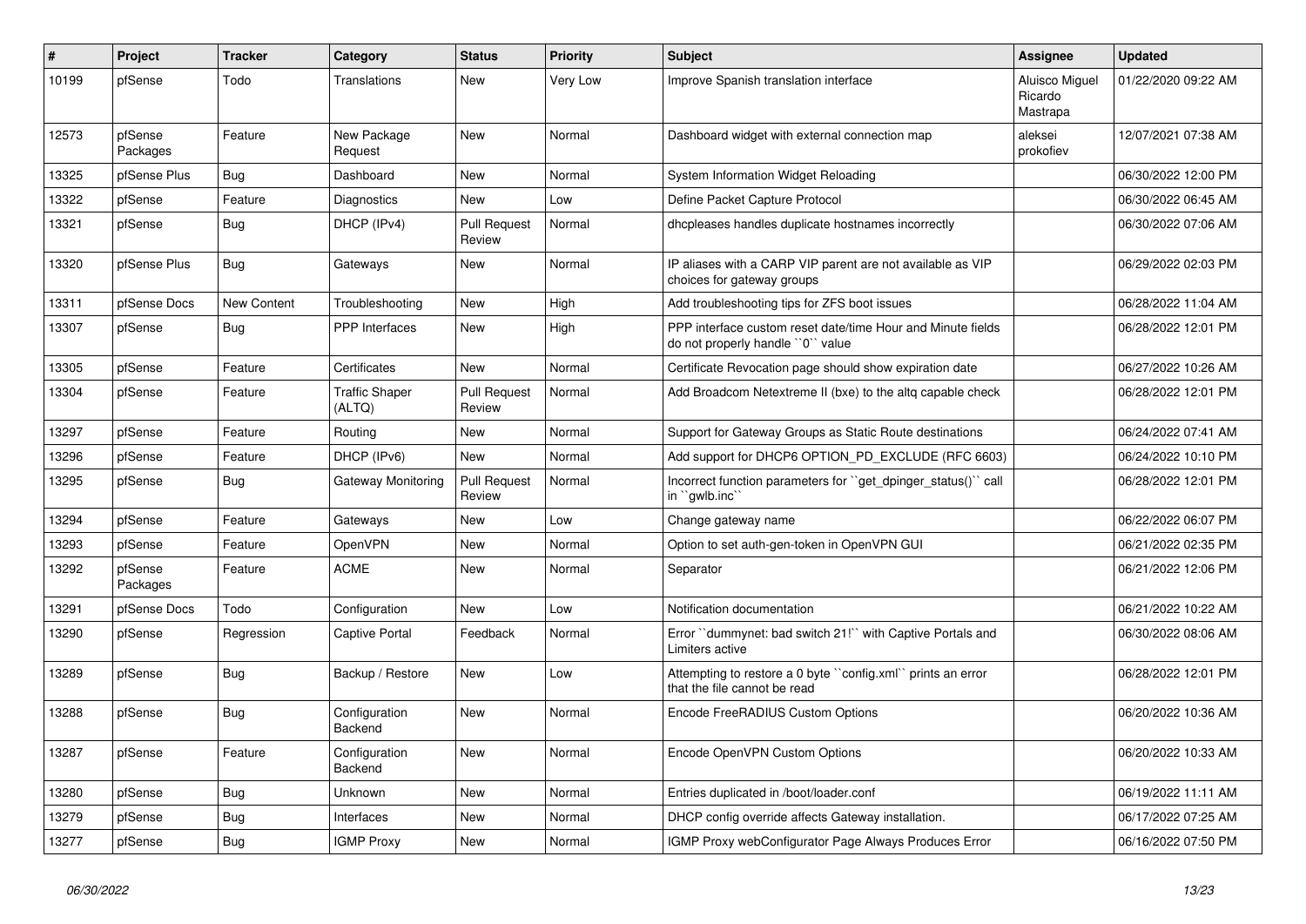| # | Project | Tracker | Category | Status | Priority | Subject | Assignee | Updated |
|---|---|---|---|---|---|---|---|---|
| 10199 | pfSense | Todo | Translations | New | Very Low | Improve Spanish translation interface | Aluisco Miguel Ricardo Mastrapa | 01/22/2020 09:22 AM |
| 12573 | pfSense Packages | Feature | New Package Request | New | Normal | Dashboard widget with external connection map | aleksei prokofiev | 12/07/2021 07:38 AM |
| 13325 | pfSense Plus | Bug | Dashboard | New | Normal | System Information Widget Reloading | | 06/30/2022 12:00 PM |
| 13322 | pfSense | Feature | Diagnostics | New | Low | Define Packet Capture Protocol | | 06/30/2022 06:45 AM |
| 13321 | pfSense | Bug | DHCP (IPv4) | Pull Request Review | Normal | dhcpleases handles duplicate hostnames incorrectly | | 06/30/2022 07:06 AM |
| 13320 | pfSense Plus | Bug | Gateways | New | Normal | IP aliases with a CARP VIP parent are not available as VIP choices for gateway groups | | 06/29/2022 02:03 PM |
| 13311 | pfSense Docs | New Content | Troubleshooting | New | High | Add troubleshooting tips for ZFS boot issues | | 06/28/2022 11:04 AM |
| 13307 | pfSense | Bug | PPP Interfaces | New | High | PPP interface custom reset date/time Hour and Minute fields do not properly handle ``0`` value | | 06/28/2022 12:01 PM |
| 13305 | pfSense | Feature | Certificates | New | Normal | Certificate Revocation page should show expiration date | | 06/27/2022 10:26 AM |
| 13304 | pfSense | Feature | Traffic Shaper (ALTQ) | Pull Request Review | Normal | Add Broadcom Netextreme II (bxe) to the altq capable check | | 06/28/2022 12:01 PM |
| 13297 | pfSense | Feature | Routing | New | Normal | Support for Gateway Groups as Static Route destinations | | 06/24/2022 07:41 AM |
| 13296 | pfSense | Feature | DHCP (IPv6) | New | Normal | Add support for DHCP6 OPTION_PD_EXCLUDE (RFC 6603) | | 06/24/2022 10:10 PM |
| 13295 | pfSense | Bug | Gateway Monitoring | Pull Request Review | Normal | Incorrect function parameters for ``get_dpinger_status()`` call in ``gwlb.inc`` | | 06/28/2022 12:01 PM |
| 13294 | pfSense | Feature | Gateways | New | Low | Change gateway name | | 06/22/2022 06:07 PM |
| 13293 | pfSense | Feature | OpenVPN | New | Normal | Option to set auth-gen-token in OpenVPN GUI | | 06/21/2022 02:35 PM |
| 13292 | pfSense Packages | Feature | ACME | New | Normal | Separator | | 06/21/2022 12:06 PM |
| 13291 | pfSense Docs | Todo | Configuration | New | Low | Notification documentation | | 06/21/2022 10:22 AM |
| 13290 | pfSense | Regression | Captive Portal | Feedback | Normal | Error ``dummynet: bad switch 21!`` with Captive Portals and Limiters active | | 06/30/2022 08:06 AM |
| 13289 | pfSense | Bug | Backup / Restore | New | Low | Attempting to restore a 0 byte ``config.xml`` prints an error that the file cannot be read | | 06/28/2022 12:01 PM |
| 13288 | pfSense | Bug | Configuration Backend | New | Normal | Encode FreeRADIUS Custom Options | | 06/20/2022 10:36 AM |
| 13287 | pfSense | Feature | Configuration Backend | New | Normal | Encode OpenVPN Custom Options | | 06/20/2022 10:33 AM |
| 13280 | pfSense | Bug | Unknown | New | Normal | Entries duplicated in /boot/loader.conf | | 06/19/2022 11:11 AM |
| 13279 | pfSense | Bug | Interfaces | New | Normal | DHCP config override affects Gateway installation. | | 06/17/2022 07:25 AM |
| 13277 | pfSense | Bug | IGMP Proxy | New | Normal | IGMP Proxy webConfigurator Page Always Produces Error | | 06/16/2022 07:50 PM |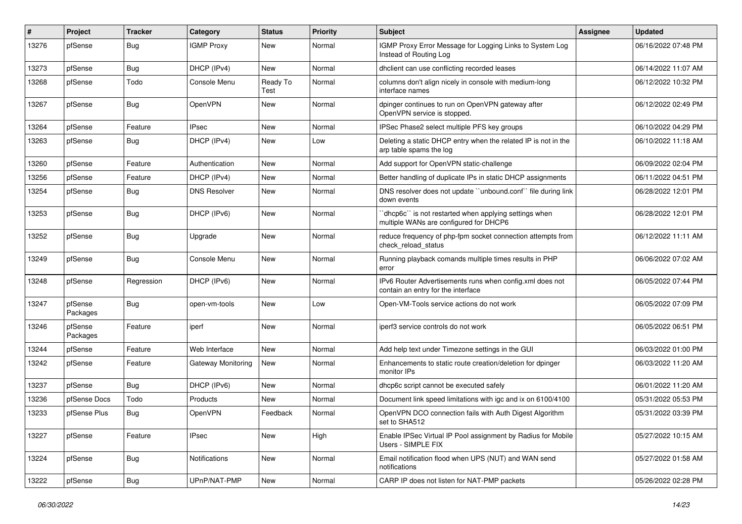| # | Project | Tracker | Category | Status | Priority | Subject | Assignee | Updated |
|---|---|---|---|---|---|---|---|---|
| 13276 | pfSense | Bug | IGMP Proxy | New | Normal | IGMP Proxy Error Message for Logging Links to System Log Instead of Routing Log | | 06/16/2022 07:48 PM |
| 13273 | pfSense | Bug | DHCP (IPv4) | New | Normal | dhclient can use conflicting recorded leases | | 06/14/2022 11:07 AM |
| 13268 | pfSense | Todo | Console Menu | Ready To Test | Normal | columns don't align nicely in console with medium-long interface names | | 06/12/2022 10:32 PM |
| 13267 | pfSense | Bug | OpenVPN | New | Normal | dpinger continues to run on OpenVPN gateway after OpenVPN service is stopped. | | 06/12/2022 02:49 PM |
| 13264 | pfSense | Feature | IPsec | New | Normal | IPSec Phase2 select multiple PFS key groups | | 06/10/2022 04:29 PM |
| 13263 | pfSense | Bug | DHCP (IPv4) | New | Low | Deleting a static DHCP entry when the related IP is not in the arp table spams the log | | 06/10/2022 11:18 AM |
| 13260 | pfSense | Feature | Authentication | New | Normal | Add support for OpenVPN static-challenge | | 06/09/2022 02:04 PM |
| 13256 | pfSense | Feature | DHCP (IPv4) | New | Normal | Better handling of duplicate IPs in static DHCP assignments | | 06/11/2022 04:51 PM |
| 13254 | pfSense | Bug | DNS Resolver | New | Normal | DNS resolver does not update ``unbound.conf`` file during link down events | | 06/28/2022 12:01 PM |
| 13253 | pfSense | Bug | DHCP (IPv6) | New | Normal | ``dhcp6c`` is not restarted when applying settings when multiple WANs are configured for DHCP6 | | 06/28/2022 12:01 PM |
| 13252 | pfSense | Bug | Upgrade | New | Normal | reduce frequency of php-fpm socket connection attempts from check_reload_status | | 06/12/2022 11:11 AM |
| 13249 | pfSense | Bug | Console Menu | New | Normal | Running playback comands multiple times results in PHP error | | 06/06/2022 07:02 AM |
| 13248 | pfSense | Regression | DHCP (IPv6) | New | Normal | IPv6 Router Advertisements runs when config.xml does not contain an entry for the interface | | 06/05/2022 07:44 PM |
| 13247 | pfSense Packages | Bug | open-vm-tools | New | Low | Open-VM-Tools service actions do not work | | 06/05/2022 07:09 PM |
| 13246 | pfSense Packages | Feature | iperf | New | Normal | iperf3 service controls do not work | | 06/05/2022 06:51 PM |
| 13244 | pfSense | Feature | Web Interface | New | Normal | Add help text under Timezone settings in the GUI | | 06/03/2022 01:00 PM |
| 13242 | pfSense | Feature | Gateway Monitoring | New | Normal | Enhancements to static route creation/deletion for dpinger monitor IPs | | 06/03/2022 11:20 AM |
| 13237 | pfSense | Bug | DHCP (IPv6) | New | Normal | dhcp6c script cannot be executed safely | | 06/01/2022 11:20 AM |
| 13236 | pfSense Docs | Todo | Products | New | Normal | Document link speed limitations with igc and ix on 6100/4100 | | 05/31/2022 05:53 PM |
| 13233 | pfSense Plus | Bug | OpenVPN | Feedback | Normal | OpenVPN DCO connection fails with Auth Digest Algorithm set to SHA512 | | 05/31/2022 03:39 PM |
| 13227 | pfSense | Feature | IPsec | New | High | Enable IPSec Virtual IP Pool assignment by Radius for Mobile Users - SIMPLE FIX | | 05/27/2022 10:15 AM |
| 13224 | pfSense | Bug | Notifications | New | Normal | Email notification flood when UPS (NUT) and WAN send notifications | | 05/27/2022 01:58 AM |
| 13222 | pfSense | Bug | UPnP/NAT-PMP | New | Normal | CARP IP does not listen for NAT-PMP packets | | 05/26/2022 02:28 PM |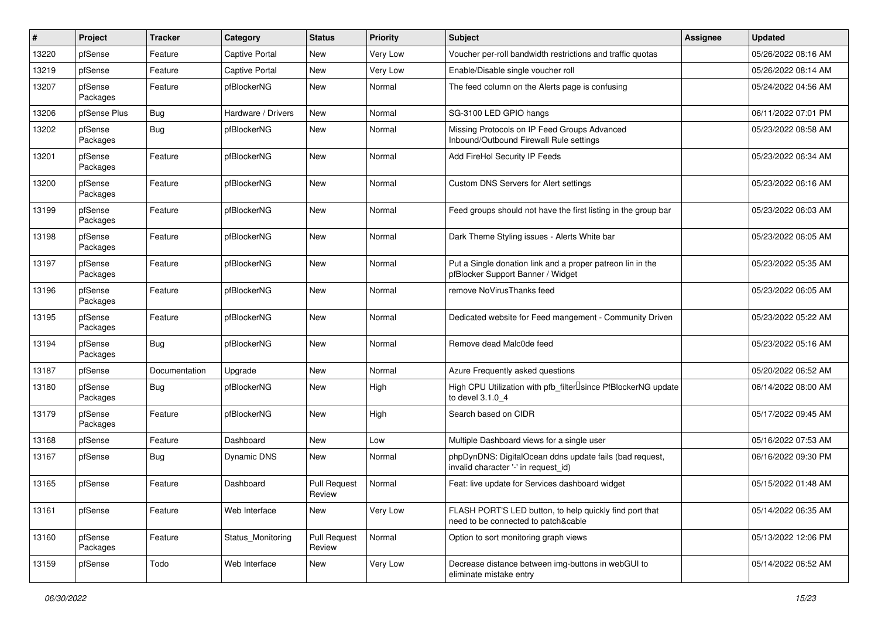| # | Project | Tracker | Category | Status | Priority | Subject | Assignee | Updated |
|---|---|---|---|---|---|---|---|---|
| 13220 | pfSense | Feature | Captive Portal | New | Very Low | Voucher per-roll bandwidth restrictions and traffic quotas | | 05/26/2022 08:16 AM |
| 13219 | pfSense | Feature | Captive Portal | New | Very Low | Enable/Disable single voucher roll | | 05/26/2022 08:14 AM |
| 13207 | pfSense Packages | Feature | pfBlockerNG | New | Normal | The feed column on the Alerts page is confusing | | 05/24/2022 04:56 AM |
| 13206 | pfSense Plus | Bug | Hardware / Drivers | New | Normal | SG-3100 LED GPIO hangs | | 06/11/2022 07:01 PM |
| 13202 | pfSense Packages | Bug | pfBlockerNG | New | Normal | Missing Protocols on IP Feed Groups Advanced Inbound/Outbound Firewall Rule settings | | 05/23/2022 08:58 AM |
| 13201 | pfSense Packages | Feature | pfBlockerNG | New | Normal | Add FireHol Security IP Feeds | | 05/23/2022 06:34 AM |
| 13200 | pfSense Packages | Feature | pfBlockerNG | New | Normal | Custom DNS Servers for Alert settings | | 05/23/2022 06:16 AM |
| 13199 | pfSense Packages | Feature | pfBlockerNG | New | Normal | Feed groups should not have the first listing in the group bar | | 05/23/2022 06:03 AM |
| 13198 | pfSense Packages | Feature | pfBlockerNG | New | Normal | Dark Theme Styling issues - Alerts White bar | | 05/23/2022 06:05 AM |
| 13197 | pfSense Packages | Feature | pfBlockerNG | New | Normal | Put a Single donation link and a proper patreon lin in the pfBlocker Support Banner / Widget | | 05/23/2022 05:35 AM |
| 13196 | pfSense Packages | Feature | pfBlockerNG | New | Normal | remove NoVirusThanks feed | | 05/23/2022 06:05 AM |
| 13195 | pfSense Packages | Feature | pfBlockerNG | New | Normal | Dedicated website for Feed mangement - Community Driven | | 05/23/2022 05:22 AM |
| 13194 | pfSense Packages | Bug | pfBlockerNG | New | Normal | Remove dead Malc0de feed | | 05/23/2022 05:16 AM |
| 13187 | pfSense | Documentation | Upgrade | New | Normal | Azure Frequently asked questions | | 05/20/2022 06:52 AM |
| 13180 | pfSense Packages | Bug | pfBlockerNG | New | High | High CPU Utilization with pfb_filter since PfBlockerNG update to devel 3.1.0_4 | | 06/14/2022 08:00 AM |
| 13179 | pfSense Packages | Feature | pfBlockerNG | New | High | Search based on CIDR | | 05/17/2022 09:45 AM |
| 13168 | pfSense | Feature | Dashboard | New | Low | Multiple Dashboard views for a single user | | 05/16/2022 07:53 AM |
| 13167 | pfSense | Bug | Dynamic DNS | New | Normal | phpDynDNS: DigitalOcean ddns update fails (bad request, invalid character '-' in request_id) | | 06/16/2022 09:30 PM |
| 13165 | pfSense | Feature | Dashboard | Pull Request Review | Normal | Feat: live update for Services dashboard widget | | 05/15/2022 01:48 AM |
| 13161 | pfSense | Feature | Web Interface | New | Very Low | FLASH PORT'S LED button, to help quickly find port that need to be connected to patch&cable | | 05/14/2022 06:35 AM |
| 13160 | pfSense Packages | Feature | Status_Monitoring | Pull Request Review | Normal | Option to sort monitoring graph views | | 05/13/2022 12:06 PM |
| 13159 | pfSense | Todo | Web Interface | New | Very Low | Decrease distance between img-buttons in webGUI to eliminate mistake entry | | 05/14/2022 06:52 AM |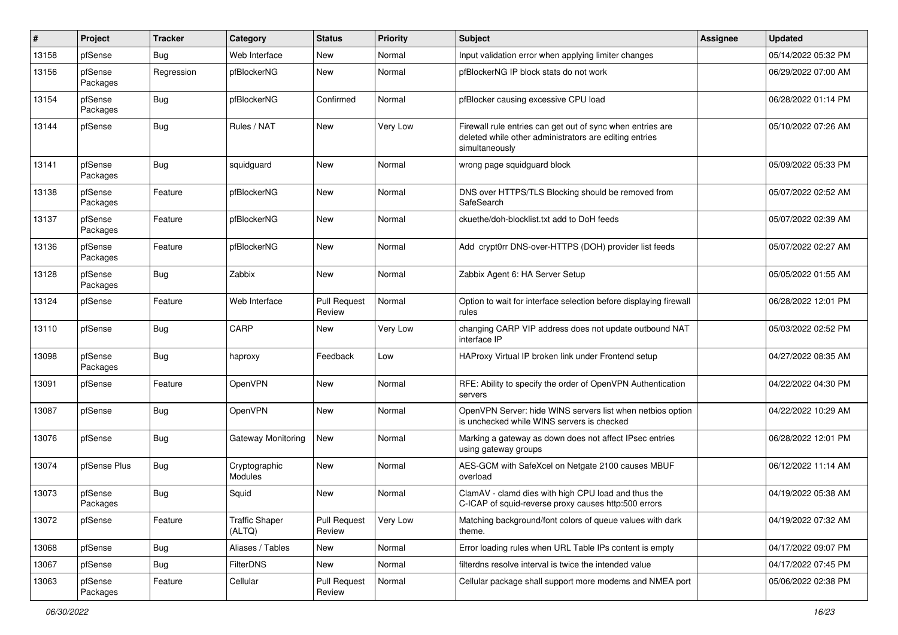| # | Project | Tracker | Category | Status | Priority | Subject | Assignee | Updated |
|---|---|---|---|---|---|---|---|---|
| 13158 | pfSense | Bug | Web Interface | New | Normal | Input validation error when applying limiter changes | | 05/14/2022 05:32 PM |
| 13156 | pfSense Packages | Regression | pfBlockerNG | New | Normal | pfBlockerNG IP block stats do not work | | 06/29/2022 07:00 AM |
| 13154 | pfSense Packages | Bug | pfBlockerNG | Confirmed | Normal | pfBlocker causing excessive CPU load | | 06/28/2022 01:14 PM |
| 13144 | pfSense | Bug | Rules / NAT | New | Very Low | Firewall rule entries can get out of sync when entries are deleted while other administrators are editing entries simultaneously | | 05/10/2022 07:26 AM |
| 13141 | pfSense Packages | Bug | squidguard | New | Normal | wrong page squidguard block | | 05/09/2022 05:33 PM |
| 13138 | pfSense Packages | Feature | pfBlockerNG | New | Normal | DNS over HTTPS/TLS Blocking should be removed from SafeSearch | | 05/07/2022 02:52 AM |
| 13137 | pfSense Packages | Feature | pfBlockerNG | New | Normal | ckuethe/doh-blocklist.txt add to DoH feeds | | 05/07/2022 02:39 AM |
| 13136 | pfSense Packages | Feature | pfBlockerNG | New | Normal | Add crypt0rr DNS-over-HTTPS (DOH) provider list feeds | | 05/07/2022 02:27 AM |
| 13128 | pfSense Packages | Bug | Zabbix | New | Normal | Zabbix Agent 6: HA Server Setup | | 05/05/2022 01:55 AM |
| 13124 | pfSense | Feature | Web Interface | Pull Request Review | Normal | Option to wait for interface selection before displaying firewall rules | | 06/28/2022 12:01 PM |
| 13110 | pfSense | Bug | CARP | New | Very Low | changing CARP VIP address does not update outbound NAT interface IP | | 05/03/2022 02:52 PM |
| 13098 | pfSense Packages | Bug | haproxy | Feedback | Low | HAProxy Virtual IP broken link under Frontend setup | | 04/27/2022 08:35 AM |
| 13091 | pfSense | Feature | OpenVPN | New | Normal | RFE: Ability to specify the order of OpenVPN Authentication servers | | 04/22/2022 04:30 PM |
| 13087 | pfSense | Bug | OpenVPN | New | Normal | OpenVPN Server: hide WINS servers list when netbios option is unchecked while WINS servers is checked | | 04/22/2022 10:29 AM |
| 13076 | pfSense | Bug | Gateway Monitoring | New | Normal | Marking a gateway as down does not affect IPsec entries using gateway groups | | 06/28/2022 12:01 PM |
| 13074 | pfSense Plus | Bug | Cryptographic Modules | New | Normal | AES-GCM with SafeXcel on Netgate 2100 causes MBUF overload | | 06/12/2022 11:14 AM |
| 13073 | pfSense Packages | Bug | Squid | New | Normal | ClamAV - clamd dies with high CPU load and thus the C-ICAP of squid-reverse proxy causes http:500 errors | | 04/19/2022 05:38 AM |
| 13072 | pfSense | Feature | Traffic Shaper (ALTQ) | Pull Request Review | Very Low | Matching background/font colors of queue values with dark theme. | | 04/19/2022 07:32 AM |
| 13068 | pfSense | Bug | Aliases / Tables | New | Normal | Error loading rules when URL Table IPs content is empty | | 04/17/2022 09:07 PM |
| 13067 | pfSense | Bug | FilterDNS | New | Normal | filterdns resolve interval is twice the intended value | | 04/17/2022 07:45 PM |
| 13063 | pfSense Packages | Feature | Cellular | Pull Request Review | Normal | Cellular package shall support more modems and NMEA port | | 05/06/2022 02:38 PM |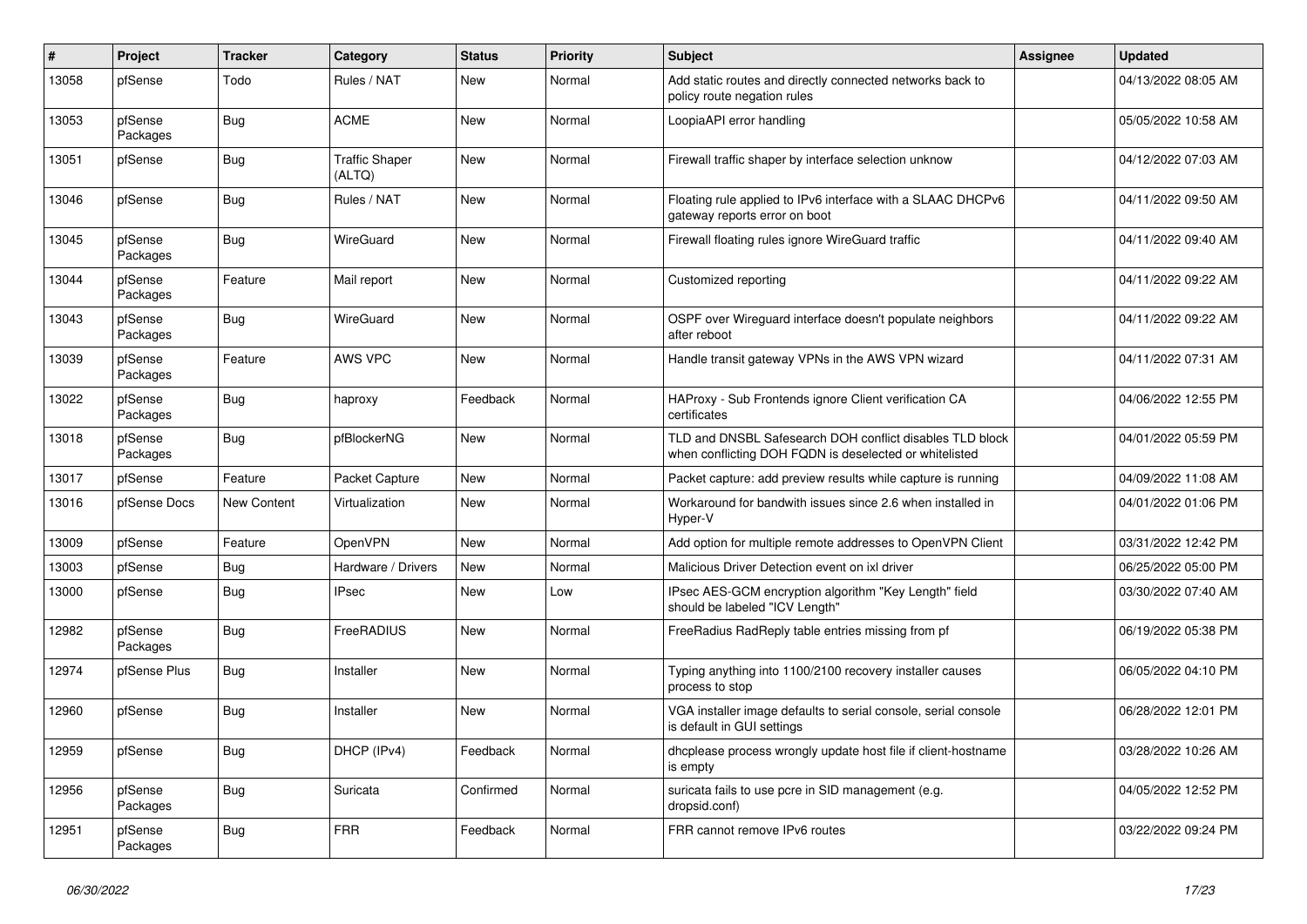| # | Project | Tracker | Category | Status | Priority | Subject | Assignee | Updated |
|---|---|---|---|---|---|---|---|---|
| 13058 | pfSense | Todo | Rules / NAT | New | Normal | Add static routes and directly connected networks back to policy route negation rules | | 04/13/2022 08:05 AM |
| 13053 | pfSense Packages | Bug | ACME | New | Normal | LoopiaAPI error handling | | 05/05/2022 10:58 AM |
| 13051 | pfSense | Bug | Traffic Shaper (ALTQ) | New | Normal | Firewall traffic shaper by interface selection unknow | | 04/12/2022 07:03 AM |
| 13046 | pfSense | Bug | Rules / NAT | New | Normal | Floating rule applied to IPv6 interface with a SLAAC DHCPv6 gateway reports error on boot | | 04/11/2022 09:50 AM |
| 13045 | pfSense Packages | Bug | WireGuard | New | Normal | Firewall floating rules ignore WireGuard traffic | | 04/11/2022 09:40 AM |
| 13044 | pfSense Packages | Feature | Mail report | New | Normal | Customized reporting | | 04/11/2022 09:22 AM |
| 13043 | pfSense Packages | Bug | WireGuard | New | Normal | OSPF over Wireguard interface doesn't populate neighbors after reboot | | 04/11/2022 09:22 AM |
| 13039 | pfSense Packages | Feature | AWS VPC | New | Normal | Handle transit gateway VPNs in the AWS VPN wizard | | 04/11/2022 07:31 AM |
| 13022 | pfSense Packages | Bug | haproxy | Feedback | Normal | HAProxy - Sub Frontends ignore Client verification CA certificates | | 04/06/2022 12:55 PM |
| 13018 | pfSense Packages | Bug | pfBlockerNG | New | Normal | TLD and DNSBL Safesearch DOH conflict disables TLD block when conflicting DOH FQDN is deselected or whitelisted | | 04/01/2022 05:59 PM |
| 13017 | pfSense | Feature | Packet Capture | New | Normal | Packet capture: add preview results while capture is running | | 04/09/2022 11:08 AM |
| 13016 | pfSense Docs | New Content | Virtualization | New | Normal | Workaround for bandwith issues since 2.6 when installed in Hyper-V | | 04/01/2022 01:06 PM |
| 13009 | pfSense | Feature | OpenVPN | New | Normal | Add option for multiple remote addresses to OpenVPN Client | | 03/31/2022 12:42 PM |
| 13003 | pfSense | Bug | Hardware / Drivers | New | Normal | Malicious Driver Detection event on ixl driver | | 06/25/2022 05:00 PM |
| 13000 | pfSense | Bug | IPsec | New | Low | IPsec AES-GCM encryption algorithm "Key Length" field should be labeled "ICV Length" | | 03/30/2022 07:40 AM |
| 12982 | pfSense Packages | Bug | FreeRADIUS | New | Normal | FreeRadius RadReply table entries missing from pf | | 06/19/2022 05:38 PM |
| 12974 | pfSense Plus | Bug | Installer | New | Normal | Typing anything into 1100/2100 recovery installer causes process to stop | | 06/05/2022 04:10 PM |
| 12960 | pfSense | Bug | Installer | New | Normal | VGA installer image defaults to serial console, serial console is default in GUI settings | | 06/28/2022 12:01 PM |
| 12959 | pfSense | Bug | DHCP (IPv4) | Feedback | Normal | dhcplease process wrongly update host file if client-hostname is empty | | 03/28/2022 10:26 AM |
| 12956 | pfSense Packages | Bug | Suricata | Confirmed | Normal | suricata fails to use pcre in SID management (e.g. dropsid.conf) | | 04/05/2022 12:52 PM |
| 12951 | pfSense Packages | Bug | FRR | Feedback | Normal | FRR cannot remove IPv6 routes | | 03/22/2022 09:24 PM |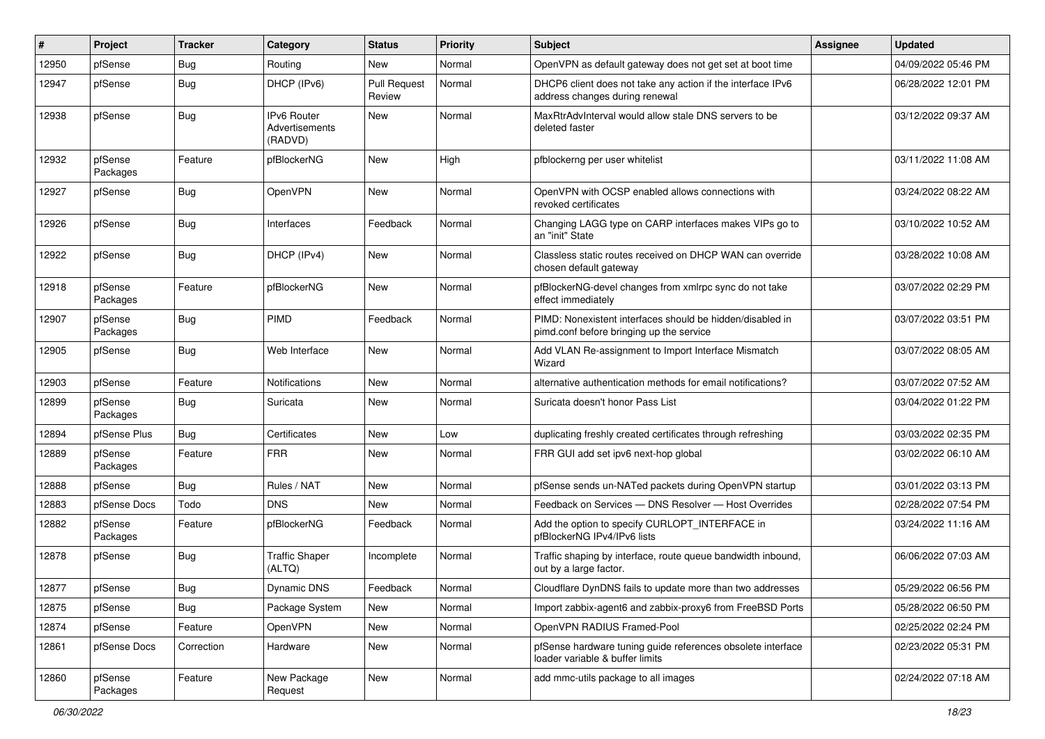| # | Project | Tracker | Category | Status | Priority | Subject | Assignee | Updated |
|---|---|---|---|---|---|---|---|---|
| 12950 | pfSense | Bug | Routing | New | Normal | OpenVPN as default gateway does not get set at boot time | | 04/09/2022 05:46 PM |
| 12947 | pfSense | Bug | DHCP (IPv6) | Pull Request Review | Normal | DHCP6 client does not take any action if the interface IPv6 address changes during renewal | | 06/28/2022 12:01 PM |
| 12938 | pfSense | Bug | IPv6 Router Advertisements (RADVD) | New | Normal | MaxRtrAdvInterval would allow stale DNS servers to be deleted faster | | 03/12/2022 09:37 AM |
| 12932 | pfSense Packages | Feature | pfBlockerNG | New | High | pfblockerng per user whitelist | | 03/11/2022 11:08 AM |
| 12927 | pfSense | Bug | OpenVPN | New | Normal | OpenVPN with OCSP enabled allows connections with revoked certificates | | 03/24/2022 08:22 AM |
| 12926 | pfSense | Bug | Interfaces | Feedback | Normal | Changing LAGG type on CARP interfaces makes VIPs go to an "init" State | | 03/10/2022 10:52 AM |
| 12922 | pfSense | Bug | DHCP (IPv4) | New | Normal | Classless static routes received on DHCP WAN can override chosen default gateway | | 03/28/2022 10:08 AM |
| 12918 | pfSense Packages | Feature | pfBlockerNG | New | Normal | pfBlockerNG-devel changes from xmlrpc sync do not take effect immediately | | 03/07/2022 02:29 PM |
| 12907 | pfSense Packages | Bug | PIMD | Feedback | Normal | PIMD: Nonexistent interfaces should be hidden/disabled in pimd.conf before bringing up the service | | 03/07/2022 03:51 PM |
| 12905 | pfSense | Bug | Web Interface | New | Normal | Add VLAN Re-assignment to Import Interface Mismatch Wizard | | 03/07/2022 08:05 AM |
| 12903 | pfSense | Feature | Notifications | New | Normal | alternative authentication methods for email notifications? | | 03/07/2022 07:52 AM |
| 12899 | pfSense Packages | Bug | Suricata | New | Normal | Suricata doesn't honor Pass List | | 03/04/2022 01:22 PM |
| 12894 | pfSense Plus | Bug | Certificates | New | Low | duplicating freshly created certificates through refreshing | | 03/03/2022 02:35 PM |
| 12889 | pfSense Packages | Feature | FRR | New | Normal | FRR GUI add set ipv6 next-hop global | | 03/02/2022 06:10 AM |
| 12888 | pfSense | Bug | Rules / NAT | New | Normal | pfSense sends un-NATed packets during OpenVPN startup | | 03/01/2022 03:13 PM |
| 12883 | pfSense Docs | Todo | DNS | New | Normal | Feedback on Services — DNS Resolver — Host Overrides | | 02/28/2022 07:54 PM |
| 12882 | pfSense Packages | Feature | pfBlockerNG | Feedback | Normal | Add the option to specify CURLOPT_INTERFACE in pfBlockerNG IPv4/IPv6 lists | | 03/24/2022 11:16 AM |
| 12878 | pfSense | Bug | Traffic Shaper (ALTQ) | Incomplete | Normal | Traffic shaping by interface, route queue bandwidth inbound, out by a large factor. | | 06/06/2022 07:03 AM |
| 12877 | pfSense | Bug | Dynamic DNS | Feedback | Normal | Cloudflare DynDNS fails to update more than two addresses | | 05/29/2022 06:56 PM |
| 12875 | pfSense | Bug | Package System | New | Normal | Import zabbix-agent6 and zabbix-proxy6 from FreeBSD Ports | | 05/28/2022 06:50 PM |
| 12874 | pfSense | Feature | OpenVPN | New | Normal | OpenVPN RADIUS Framed-Pool | | 02/25/2022 02:24 PM |
| 12861 | pfSense Docs | Correction | Hardware | New | Normal | pfSense hardware tuning guide references obsolete interface loader variable & buffer limits | | 02/23/2022 05:31 PM |
| 12860 | pfSense Packages | Feature | New Package Request | New | Normal | add mmc-utils package to all images | | 02/24/2022 07:18 AM |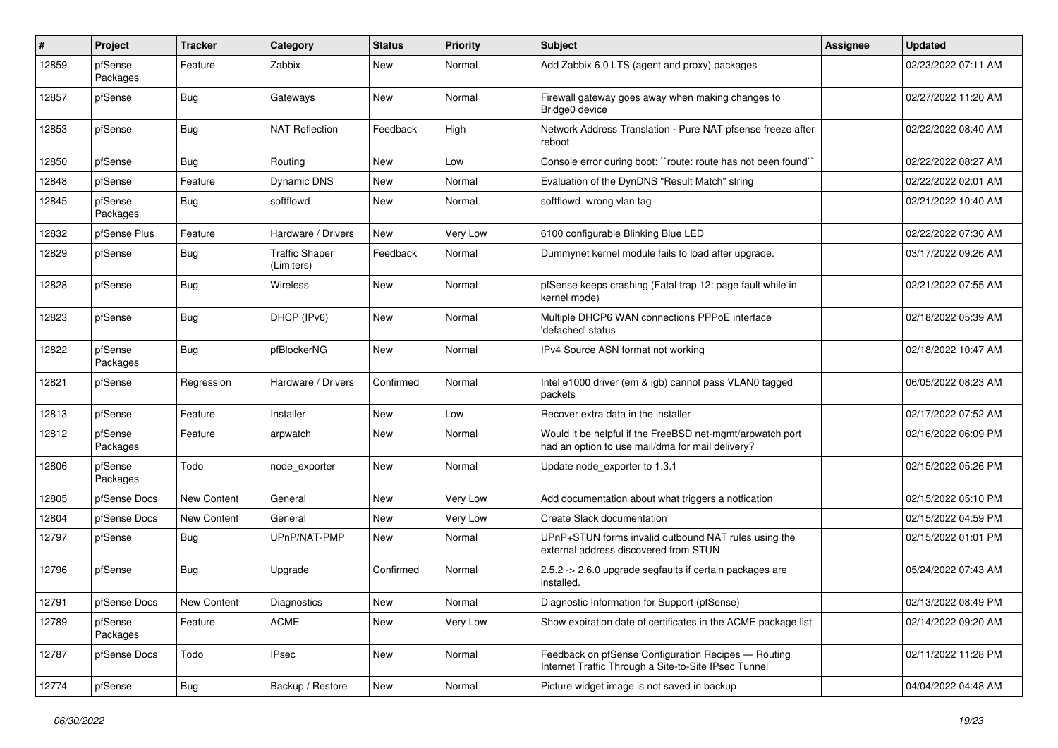| # | Project | Tracker | Category | Status | Priority | Subject | Assignee | Updated |
| --- | --- | --- | --- | --- | --- | --- | --- | --- |
| 12859 | pfSense Packages | Feature | Zabbix | New | Normal | Add Zabbix 6.0 LTS (agent and proxy) packages | | 02/23/2022 07:11 AM |
| 12857 | pfSense | Bug | Gateways | New | Normal | Firewall gateway goes away when making changes to Bridge0 device | | 02/27/2022 11:20 AM |
| 12853 | pfSense | Bug | NAT Reflection | Feedback | High | Network Address Translation - Pure NAT pfsense freeze after reboot | | 02/22/2022 08:40 AM |
| 12850 | pfSense | Bug | Routing | New | Low | Console error during boot: ``route: route has not been found`` | | 02/22/2022 08:27 AM |
| 12848 | pfSense | Feature | Dynamic DNS | New | Normal | Evaluation of the DynDNS "Result Match" string | | 02/22/2022 02:01 AM |
| 12845 | pfSense Packages | Bug | softflowd | New | Normal | softflowd wrong vlan tag | | 02/21/2022 10:40 AM |
| 12832 | pfSense Plus | Feature | Hardware / Drivers | New | Very Low | 6100 configurable Blinking Blue LED | | 02/22/2022 07:30 AM |
| 12829 | pfSense | Bug | Traffic Shaper (Limiters) | Feedback | Normal | Dummynet kernel module fails to load after upgrade. | | 03/17/2022 09:26 AM |
| 12828 | pfSense | Bug | Wireless | New | Normal | pfSense keeps crashing (Fatal trap 12: page fault while in kernel mode) | | 02/21/2022 07:55 AM |
| 12823 | pfSense | Bug | DHCP (IPv6) | New | Normal | Multiple DHCP6 WAN connections PPPoE interface 'defached' status | | 02/18/2022 05:39 AM |
| 12822 | pfSense Packages | Bug | pfBlockerNG | New | Normal | IPv4 Source ASN format not working | | 02/18/2022 10:47 AM |
| 12821 | pfSense | Regression | Hardware / Drivers | Confirmed | Normal | Intel e1000 driver (em & igb) cannot pass VLAN0 tagged packets | | 06/05/2022 08:23 AM |
| 12813 | pfSense | Feature | Installer | New | Low | Recover extra data in the installer | | 02/17/2022 07:52 AM |
| 12812 | pfSense Packages | Feature | arpwatch | New | Normal | Would it be helpful if the FreeBSD net-mgmt/arpwatch port had an option to use mail/dma for mail delivery? | | 02/16/2022 06:09 PM |
| 12806 | pfSense Packages | Todo | node_exporter | New | Normal | Update node_exporter to 1.3.1 | | 02/15/2022 05:26 PM |
| 12805 | pfSense Docs | New Content | General | New | Very Low | Add documentation about what triggers a notfication | | 02/15/2022 05:10 PM |
| 12804 | pfSense Docs | New Content | General | New | Very Low | Create Slack documentation | | 02/15/2022 04:59 PM |
| 12797 | pfSense | Bug | UPnP/NAT-PMP | New | Normal | UPnP+STUN forms invalid outbound NAT rules using the external address discovered from STUN | | 02/15/2022 01:01 PM |
| 12796 | pfSense | Bug | Upgrade | Confirmed | Normal | 2.5.2 -> 2.6.0 upgrade segfaults if certain packages are installed. | | 05/24/2022 07:43 AM |
| 12791 | pfSense Docs | New Content | Diagnostics | New | Normal | Diagnostic Information for Support (pfSense) | | 02/13/2022 08:49 PM |
| 12789 | pfSense Packages | Feature | ACME | New | Very Low | Show expiration date of certificates in the ACME package list | | 02/14/2022 09:20 AM |
| 12787 | pfSense Docs | Todo | IPsec | New | Normal | Feedback on pfSense Configuration Recipes — Routing Internet Traffic Through a Site-to-Site IPsec Tunnel | | 02/11/2022 11:28 PM |
| 12774 | pfSense | Bug | Backup / Restore | New | Normal | Picture widget image is not saved in backup | | 04/04/2022 04:48 AM |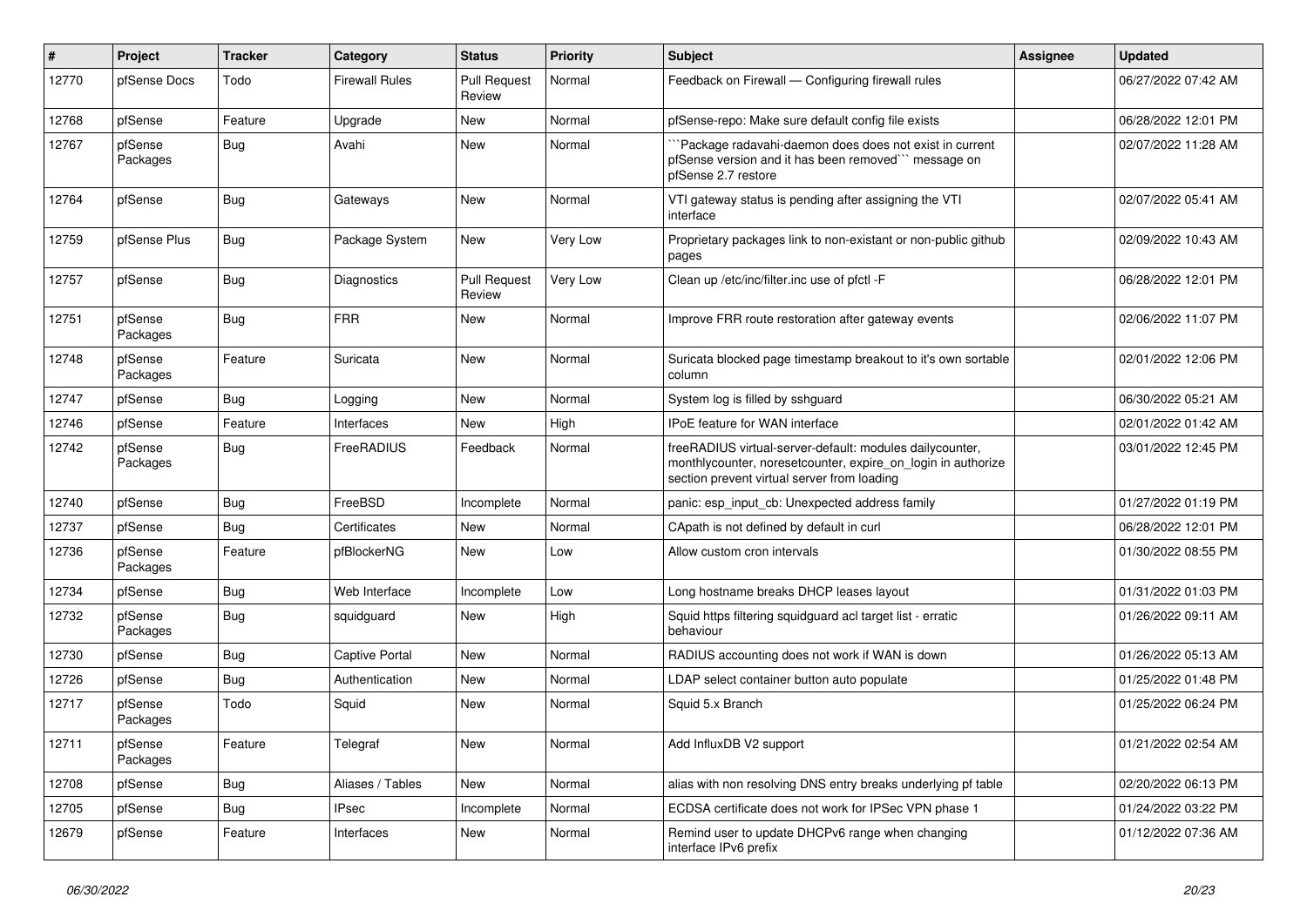| # | Project | Tracker | Category | Status | Priority | Subject | Assignee | Updated |
|---|---|---|---|---|---|---|---|---|
| 12770 | pfSense Docs | Todo | Firewall Rules | Pull Request Review | Normal | Feedback on Firewall — Configuring firewall rules | | 06/27/2022 07:42 AM |
| 12768 | pfSense | Feature | Upgrade | New | Normal | pfSense-repo: Make sure default config file exists | | 06/28/2022 12:01 PM |
| 12767 | pfSense Packages | Bug | Avahi | New | Normal | ```Package radavahi-daemon does does not exist in current pfSense version and it has been removed``` message on pfSense 2.7 restore | | 02/07/2022 11:28 AM |
| 12764 | pfSense | Bug | Gateways | New | Normal | VTI gateway status is pending after assigning the VTI interface | | 02/07/2022 05:41 AM |
| 12759 | pfSense Plus | Bug | Package System | New | Very Low | Proprietary packages link to non-existant or non-public github pages | | 02/09/2022 10:43 AM |
| 12757 | pfSense | Bug | Diagnostics | Pull Request Review | Very Low | Clean up /etc/inc/filter.inc use of pfctl -F | | 06/28/2022 12:01 PM |
| 12751 | pfSense Packages | Bug | FRR | New | Normal | Improve FRR route restoration after gateway events | | 02/06/2022 11:07 PM |
| 12748 | pfSense Packages | Feature | Suricata | New | Normal | Suricata blocked page timestamp breakout to it's own sortable column | | 02/01/2022 12:06 PM |
| 12747 | pfSense | Bug | Logging | New | Normal | System log is filled by sshguard | | 06/30/2022 05:21 AM |
| 12746 | pfSense | Feature | Interfaces | New | High | IPoE feature for WAN interface | | 02/01/2022 01:42 AM |
| 12742 | pfSense Packages | Bug | FreeRADIUS | Feedback | Normal | freeRADIUS virtual-server-default: modules dailycounter, monthlycounter, noresetcounter, expire_on_login in authorize section prevent virtual server from loading | | 03/01/2022 12:45 PM |
| 12740 | pfSense | Bug | FreeBSD | Incomplete | Normal | panic: esp_input_cb: Unexpected address family | | 01/27/2022 01:19 PM |
| 12737 | pfSense | Bug | Certificates | New | Normal | CApath is not defined by default in curl | | 06/28/2022 12:01 PM |
| 12736 | pfSense Packages | Feature | pfBlockerNG | New | Low | Allow custom cron intervals | | 01/30/2022 08:55 PM |
| 12734 | pfSense | Bug | Web Interface | Incomplete | Low | Long hostname breaks DHCP leases layout | | 01/31/2022 01:03 PM |
| 12732 | pfSense Packages | Bug | squidguard | New | High | Squid https filtering squidguard acl target list - erratic behaviour | | 01/26/2022 09:11 AM |
| 12730 | pfSense | Bug | Captive Portal | New | Normal | RADIUS accounting does not work if WAN is down | | 01/26/2022 05:13 AM |
| 12726 | pfSense | Bug | Authentication | New | Normal | LDAP select container button auto populate | | 01/25/2022 01:48 PM |
| 12717 | pfSense Packages | Todo | Squid | New | Normal | Squid 5.x Branch | | 01/25/2022 06:24 PM |
| 12711 | pfSense Packages | Feature | Telegraf | New | Normal | Add InfluxDB V2 support | | 01/21/2022 02:54 AM |
| 12708 | pfSense | Bug | Aliases / Tables | New | Normal | alias with non resolving DNS entry breaks underlying pf table | | 02/20/2022 06:13 PM |
| 12705 | pfSense | Bug | IPsec | Incomplete | Normal | ECDSA certificate does not work for IPSec VPN phase 1 | | 01/24/2022 03:22 PM |
| 12679 | pfSense | Feature | Interfaces | New | Normal | Remind user to update DHCPv6 range when changing interface IPv6 prefix | | 01/12/2022 07:36 AM |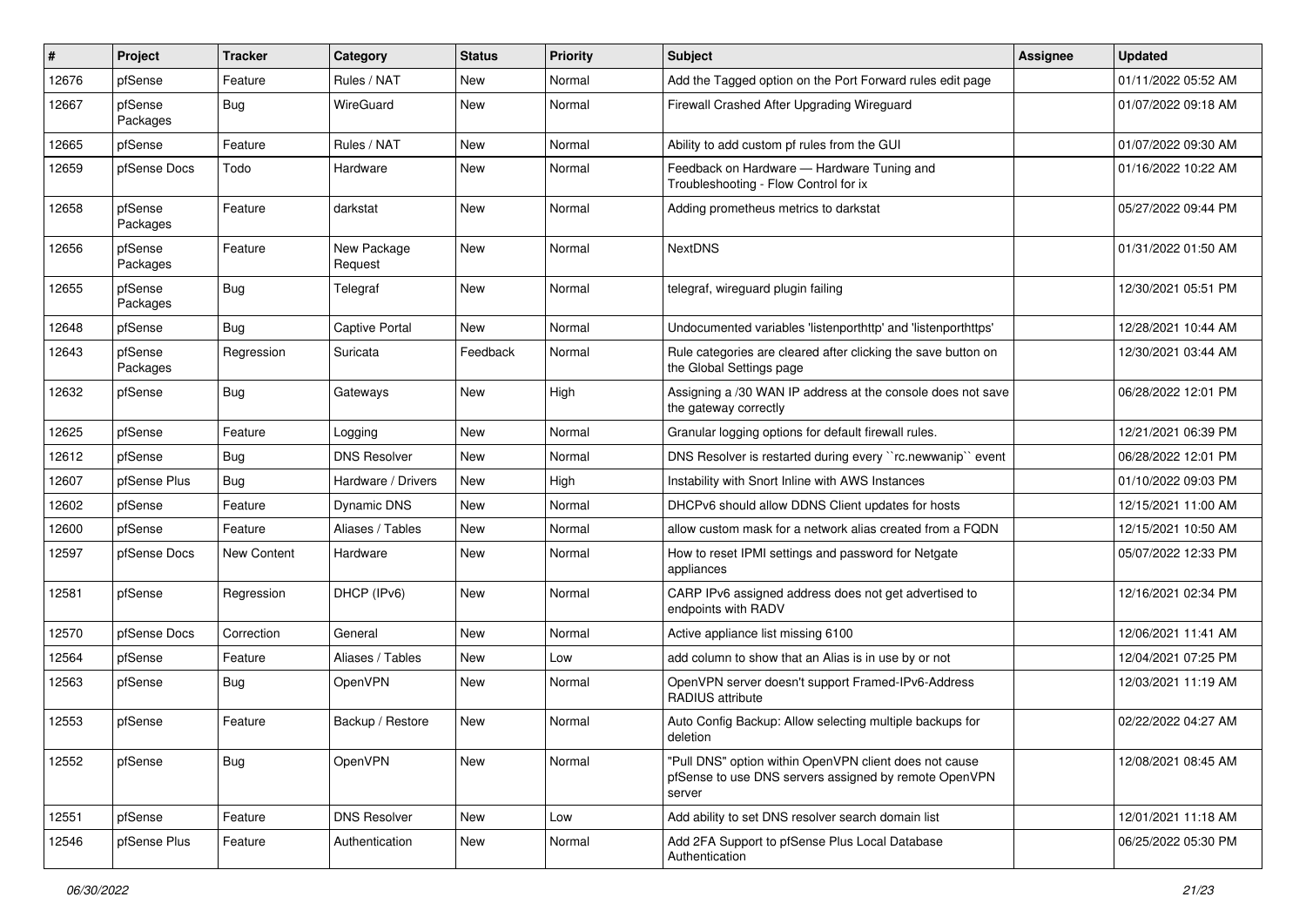| # | Project | Tracker | Category | Status | Priority | Subject | Assignee | Updated |
|---|---|---|---|---|---|---|---|---|
| 12676 | pfSense | Feature | Rules / NAT | New | Normal | Add the Tagged option on the Port Forward rules edit page | | 01/11/2022 05:52 AM |
| 12667 | pfSense Packages | Bug | WireGuard | New | Normal | Firewall Crashed After Upgrading Wireguard | | 01/07/2022 09:18 AM |
| 12665 | pfSense | Feature | Rules / NAT | New | Normal | Ability to add custom pf rules from the GUI | | 01/07/2022 09:30 AM |
| 12659 | pfSense Docs | Todo | Hardware | New | Normal | Feedback on Hardware — Hardware Tuning and Troubleshooting - Flow Control for ix | | 01/16/2022 10:22 AM |
| 12658 | pfSense Packages | Feature | darkstat | New | Normal | Adding prometheus metrics to darkstat | | 05/27/2022 09:44 PM |
| 12656 | pfSense Packages | Feature | New Package Request | New | Normal | NextDNS | | 01/31/2022 01:50 AM |
| 12655 | pfSense Packages | Bug | Telegraf | New | Normal | telegraf, wireguard plugin failing | | 12/30/2021 05:51 PM |
| 12648 | pfSense | Bug | Captive Portal | New | Normal | Undocumented variables 'listenporthttp' and 'listenporthttps' | | 12/28/2021 10:44 AM |
| 12643 | pfSense Packages | Regression | Suricata | Feedback | Normal | Rule categories are cleared after clicking the save button on the Global Settings page | | 12/30/2021 03:44 AM |
| 12632 | pfSense | Bug | Gateways | New | High | Assigning a /30 WAN IP address at the console does not save the gateway correctly | | 06/28/2022 12:01 PM |
| 12625 | pfSense | Feature | Logging | New | Normal | Granular logging options for default firewall rules. | | 12/21/2021 06:39 PM |
| 12612 | pfSense | Bug | DNS Resolver | New | Normal | DNS Resolver is restarted during every ``rc.newwanip`` event | | 06/28/2022 12:01 PM |
| 12607 | pfSense Plus | Bug | Hardware / Drivers | New | High | Instability with Snort Inline with AWS Instances | | 01/10/2022 09:03 PM |
| 12602 | pfSense | Feature | Dynamic DNS | New | Normal | DHCPv6 should allow DDNS Client updates for hosts | | 12/15/2021 11:00 AM |
| 12600 | pfSense | Feature | Aliases / Tables | New | Normal | allow custom mask for a network alias created from a FQDN | | 12/15/2021 10:50 AM |
| 12597 | pfSense Docs | New Content | Hardware | New | Normal | How to reset IPMI settings and password for Netgate appliances | | 05/07/2022 12:33 PM |
| 12581 | pfSense | Regression | DHCP (IPv6) | New | Normal | CARP IPv6 assigned address does not get advertised to endpoints with RADV | | 12/16/2021 02:34 PM |
| 12570 | pfSense Docs | Correction | General | New | Normal | Active appliance list missing 6100 | | 12/06/2021 11:41 AM |
| 12564 | pfSense | Feature | Aliases / Tables | New | Low | add column to show that an Alias is in use by or not | | 12/04/2021 07:25 PM |
| 12563 | pfSense | Bug | OpenVPN | New | Normal | OpenVPN server doesn't support Framed-IPv6-Address RADIUS attribute | | 12/03/2021 11:19 AM |
| 12553 | pfSense | Feature | Backup / Restore | New | Normal | Auto Config Backup: Allow selecting multiple backups for deletion | | 02/22/2022 04:27 AM |
| 12552 | pfSense | Bug | OpenVPN | New | Normal | "Pull DNS" option within OpenVPN client does not cause pfSense to use DNS servers assigned by remote OpenVPN server | | 12/08/2021 08:45 AM |
| 12551 | pfSense | Feature | DNS Resolver | New | Low | Add ability to set DNS resolver search domain list | | 12/01/2021 11:18 AM |
| 12546 | pfSense Plus | Feature | Authentication | New | Normal | Add 2FA Support to pfSense Plus Local Database Authentication | | 06/25/2022 05:30 PM |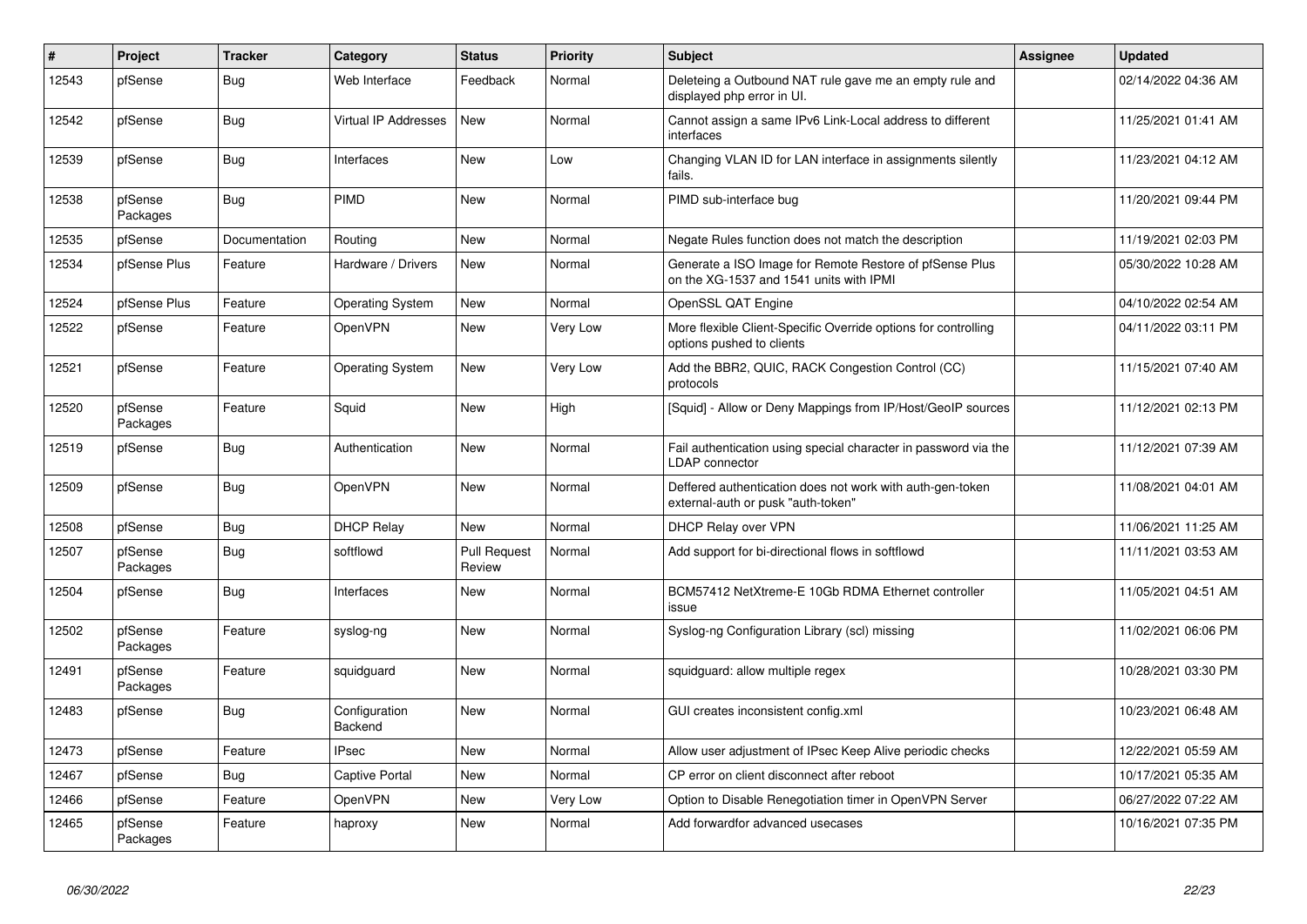| # | Project | Tracker | Category | Status | Priority | Subject | Assignee | Updated |
|---|---|---|---|---|---|---|---|---|
| 12543 | pfSense | Bug | Web Interface | Feedback | Normal | Deleteing a Outbound NAT rule gave me an empty rule and displayed php error in UI. | | 02/14/2022 04:36 AM |
| 12542 | pfSense | Bug | Virtual IP Addresses | New | Normal | Cannot assign a same IPv6 Link-Local address to different interfaces | | 11/25/2021 01:41 AM |
| 12539 | pfSense | Bug | Interfaces | New | Low | Changing VLAN ID for LAN interface in assignments silently fails. | | 11/23/2021 04:12 AM |
| 12538 | pfSense Packages | Bug | PIMD | New | Normal | PIMD sub-interface bug | | 11/20/2021 09:44 PM |
| 12535 | pfSense | Documentation | Routing | New | Normal | Negate Rules function does not match the description | | 11/19/2021 02:03 PM |
| 12534 | pfSense Plus | Feature | Hardware / Drivers | New | Normal | Generate a ISO Image for Remote Restore of pfSense Plus on the XG-1537 and 1541 units with IPMI | | 05/30/2022 10:28 AM |
| 12524 | pfSense Plus | Feature | Operating System | New | Normal | OpenSSL QAT Engine | | 04/10/2022 02:54 AM |
| 12522 | pfSense | Feature | OpenVPN | New | Very Low | More flexible Client-Specific Override options for controlling options pushed to clients | | 04/11/2022 03:11 PM |
| 12521 | pfSense | Feature | Operating System | New | Very Low | Add the BBR2, QUIC, RACK Congestion Control (CC) protocols | | 11/15/2021 07:40 AM |
| 12520 | pfSense Packages | Feature | Squid | New | High | [Squid] - Allow or Deny Mappings from IP/Host/GeoIP sources | | 11/12/2021 02:13 PM |
| 12519 | pfSense | Bug | Authentication | New | Normal | Fail authentication using special character in password via the LDAP connector | | 11/12/2021 07:39 AM |
| 12509 | pfSense | Bug | OpenVPN | New | Normal | Deffered authentication does not work with auth-gen-token external-auth or pusk "auth-token" | | 11/08/2021 04:01 AM |
| 12508 | pfSense | Bug | DHCP Relay | New | Normal | DHCP Relay over VPN | | 11/06/2021 11:25 AM |
| 12507 | pfSense Packages | Bug | softflowd | Pull Request Review | Normal | Add support for bi-directional flows in softflowd | | 11/11/2021 03:53 AM |
| 12504 | pfSense | Bug | Interfaces | New | Normal | BCM57412 NetXtreme-E 10Gb RDMA Ethernet controller issue | | 11/05/2021 04:51 AM |
| 12502 | pfSense Packages | Feature | syslog-ng | New | Normal | Syslog-ng Configuration Library (scl) missing | | 11/02/2021 06:06 PM |
| 12491 | pfSense Packages | Feature | squidguard | New | Normal | squidguard: allow multiple regex | | 10/28/2021 03:30 PM |
| 12483 | pfSense | Bug | Configuration Backend | New | Normal | GUI creates inconsistent config.xml | | 10/23/2021 06:48 AM |
| 12473 | pfSense | Feature | IPsec | New | Normal | Allow user adjustment of IPsec Keep Alive periodic checks | | 12/22/2021 05:59 AM |
| 12467 | pfSense | Bug | Captive Portal | New | Normal | CP error on client disconnect after reboot | | 10/17/2021 05:35 AM |
| 12466 | pfSense | Feature | OpenVPN | New | Very Low | Option to Disable Renegotiation timer in OpenVPN Server | | 06/27/2022 07:22 AM |
| 12465 | pfSense Packages | Feature | haproxy | New | Normal | Add forwardfor advanced usecases | | 10/16/2021 07:35 PM |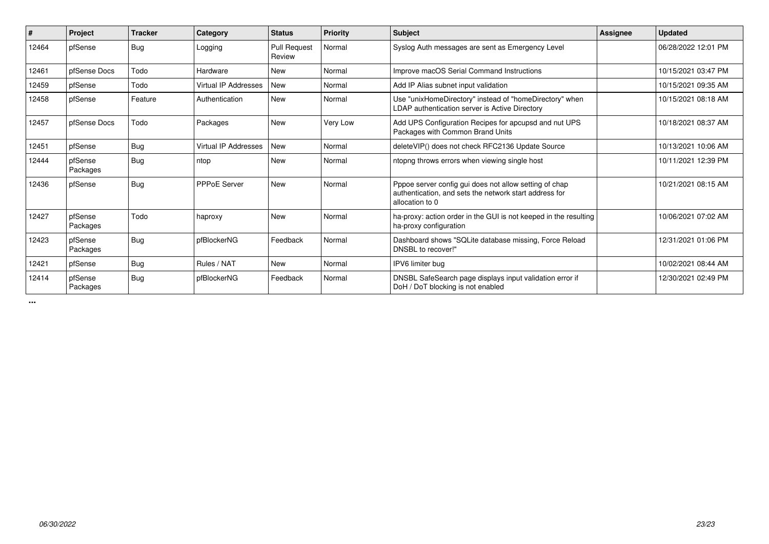| # | Project | Tracker | Category | Status | Priority | Subject | Assignee | Updated |
|---|---|---|---|---|---|---|---|---|
| 12464 | pfSense | Bug | Logging | Pull Request Review | Normal | Syslog Auth messages are sent as Emergency Level | | 06/28/2022 12:01 PM |
| 12461 | pfSense Docs | Todo | Hardware | New | Normal | Improve macOS Serial Command Instructions | | 10/15/2021 03:47 PM |
| 12459 | pfSense | Todo | Virtual IP Addresses | New | Normal | Add IP Alias subnet input validation | | 10/15/2021 09:35 AM |
| 12458 | pfSense | Feature | Authentication | New | Normal | Use "unixHomeDirectory" instead of "homeDirectory" when LDAP authentication server is Active Directory | | 10/15/2021 08:18 AM |
| 12457 | pfSense Docs | Todo | Packages | New | Very Low | Add UPS Configuration Recipes for apcupsd and nut UPS Packages with Common Brand Units | | 10/18/2021 08:37 AM |
| 12451 | pfSense | Bug | Virtual IP Addresses | New | Normal | deleteVIP() does not check RFC2136 Update Source | | 10/13/2021 10:06 AM |
| 12444 | pfSense Packages | Bug | ntop | New | Normal | ntopng throws errors when viewing single host | | 10/11/2021 12:39 PM |
| 12436 | pfSense | Bug | PPPoE Server | New | Normal | Pppoe server config gui does not allow setting of chap authentication, and sets the network start address for allocation to 0 | | 10/21/2021 08:15 AM |
| 12427 | pfSense Packages | Todo | haproxy | New | Normal | ha-proxy: action order in the GUI is not keeped in the resulting ha-proxy configuration | | 10/06/2021 07:02 AM |
| 12423 | pfSense Packages | Bug | pfBlockerNG | Feedback | Normal | Dashboard shows "SQLite database missing, Force Reload DNSBL to recover!" | | 12/31/2021 01:06 PM |
| 12421 | pfSense | Bug | Rules / NAT | New | Normal | IPV6 limiter bug | | 10/02/2021 08:44 AM |
| 12414 | pfSense Packages | Bug | pfBlockerNG | Feedback | Normal | DNSBL SafeSearch page displays input validation error if DoH / DoT blocking is not enabled | | 12/30/2021 02:49 PM |

...